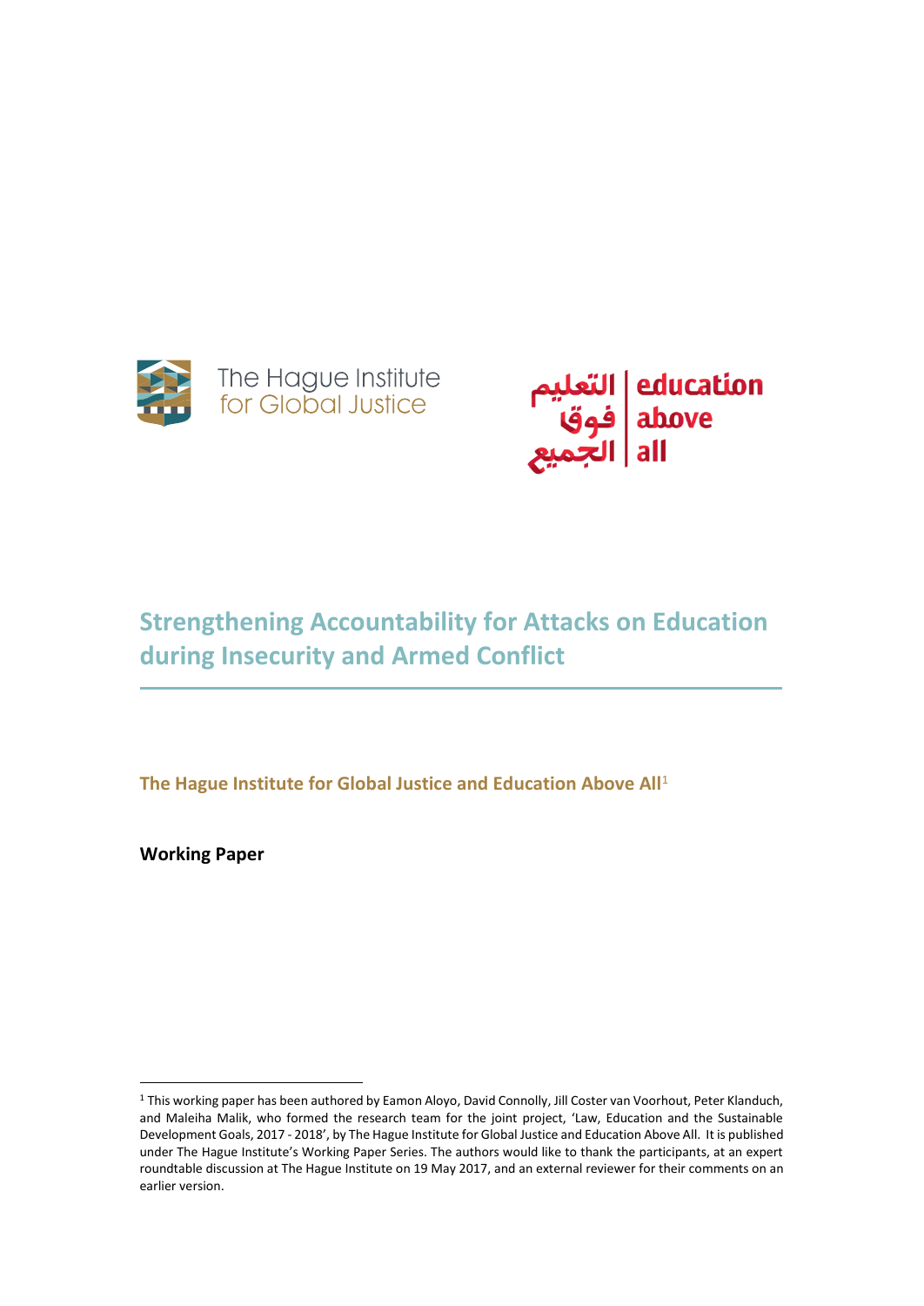The Hague Institute for Global Justice

التعليم فوق الجميع | education above all

# Strengthening Accountability for Attacks on Education during Insecurity and Armed Conflict

**The Hague Institute for Global Justice and Education Above All**[1]

**Working Paper**

[1] This working paper has been authored by Eamon Aloyo, David Connolly, Jill Coster van Voorhout, Peter Klanduch, and Maleiha Malik, who formed the research team for the joint project, 'Law, Education and the Sustainable Development Goals, 2017 - 2018', by The Hague Institute for Global Justice and Education Above All. It is published under The Hague Institute's Working Paper Series. The authors would like to thank the participants, at an expert roundtable discussion at The Hague Institute on 19 May 2017, and an external reviewer for their comments on an earlier version.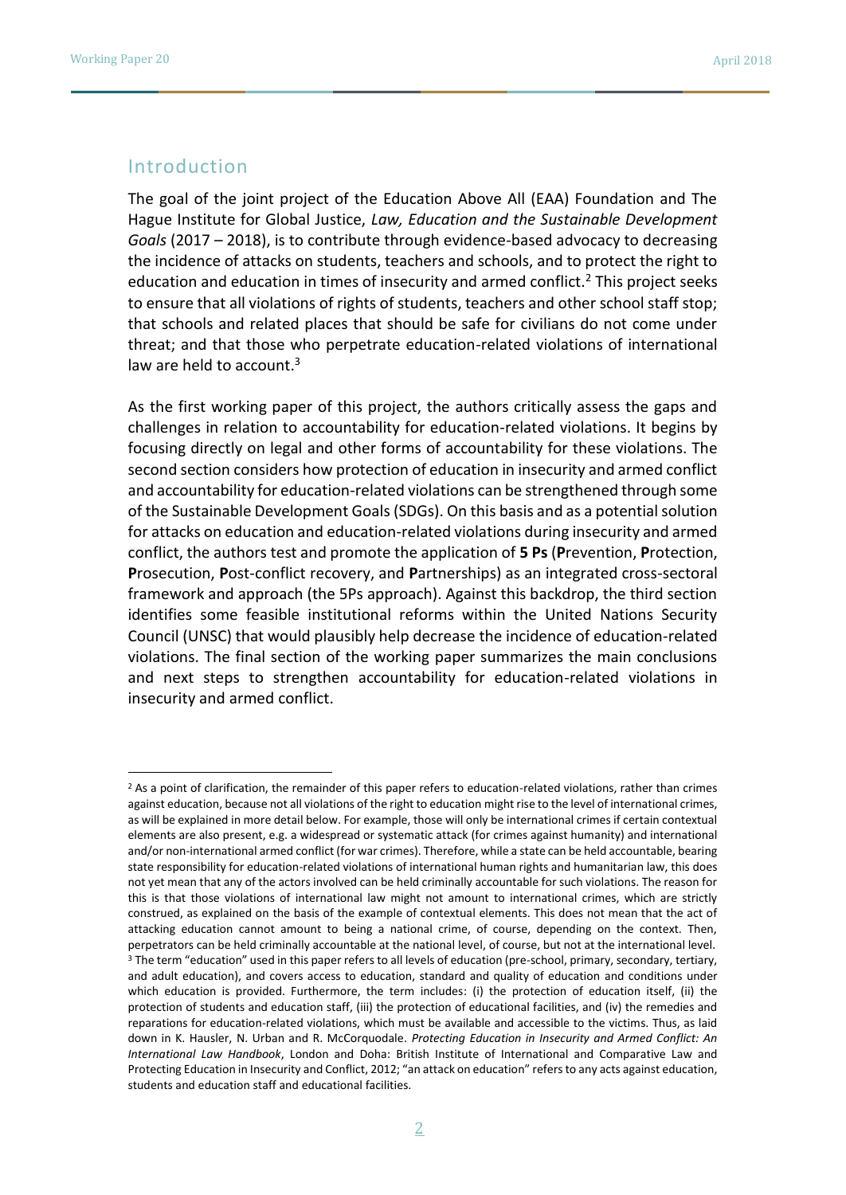## Introduction

The goal of the joint project of the Education Above All (EAA) Foundation and The Hague Institute for Global Justice, *Law, Education and the Sustainable Development Goals* (2017 – 2018), is to contribute through evidence-based advocacy to decreasing the incidence of attacks on students, teachers and schools, and to protect the right to education and education in times of insecurity and armed conflict.[2] This project seeks to ensure that all violations of rights of students, teachers and other school staff stop; that schools and related places that should be safe for civilians do not come under threat; and that those who perpetrate education-related violations of international law are held to account.[3]

As the first working paper of this project, the authors critically assess the gaps and challenges in relation to accountability for education-related violations. It begins by focusing directly on legal and other forms of accountability for these violations. The second section considers how protection of education in insecurity and armed conflict and accountability for education-related violations can be strengthened through some of the Sustainable Development Goals (SDGs). On this basis and as a potential solution for attacks on education and education-related violations during insecurity and armed conflict, the authors test and promote the application of **5 Ps** (**P**revention, **P**rotection, **P**rosecution, **P**ost-conflict recovery, and **P**artnerships) as an integrated cross-sectoral framework and approach (the 5Ps approach). Against this backdrop, the third section identifies some feasible institutional reforms within the United Nations Security Council (UNSC) that would plausibly help decrease the incidence of education-related violations. The final section of the working paper summarizes the main conclusions and next steps to strengthen accountability for education-related violations in insecurity and armed conflict.

---

[2] As a point of clarification, the remainder of this paper refers to education-related violations, rather than crimes against education, because not all violations of the right to education might rise to the level of international crimes, as will be explained in more detail below. For example, those will only be international crimes if certain contextual elements are also present, e.g. a widespread or systematic attack (for crimes against humanity) and international and/or non-international armed conflict (for war crimes). Therefore, while a state can be held accountable, bearing state responsibility for education-related violations of international human rights and humanitarian law, this does not yet mean that any of the actors involved can be held criminally accountable for such violations. The reason for this is that those violations of international law might not amount to international crimes, which are strictly construed, as explained on the basis of the example of contextual elements. This does not mean that the act of attacking education cannot amount to being a national crime, of course, depending on the context. Then, perpetrators can be held criminally accountable at the national level, of course, but not at the international level.

[3] The term "education" used in this paper refers to all levels of education (pre-school, primary, secondary, tertiary, and adult education), and covers access to education, standard and quality of education and conditions under which education is provided. Furthermore, the term includes: (i) the protection of education itself, (ii) the protection of students and education staff, (iii) the protection of educational facilities, and (iv) the remedies and reparations for education-related violations, which must be available and accessible to the victims. Thus, as laid down in K. Hausler, N. Urban and R. McCorquodale. *Protecting Education in Insecurity and Armed Conflict: An International Law Handbook*, London and Doha: British Institute of International and Comparative Law and Protecting Education in Insecurity and Conflict, 2012; "an attack on education" refers to any acts against education, students and education staff and educational facilities.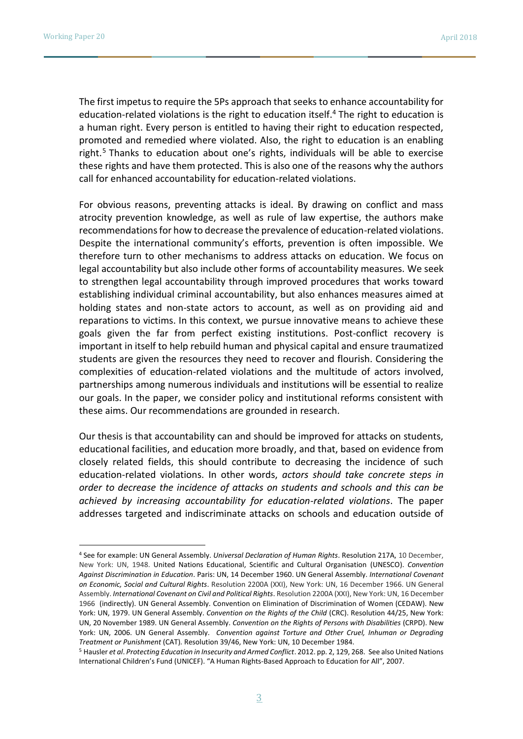The first impetus to require the 5Ps approach that seeks to enhance accountability for education-related violations is the right to education itself.[4] The right to education is a human right. Every person is entitled to having their right to education respected, promoted and remedied where violated. Also, the right to education is an enabling right.[5] Thanks to education about one's rights, individuals will be able to exercise these rights and have them protected. This is also one of the reasons why the authors call for enhanced accountability for education-related violations.

For obvious reasons, preventing attacks is ideal. By drawing on conflict and mass atrocity prevention knowledge, as well as rule of law expertise, the authors make recommendations for how to decrease the prevalence of education-related violations. Despite the international community's efforts, prevention is often impossible. We therefore turn to other mechanisms to address attacks on education. We focus on legal accountability but also include other forms of accountability measures. We seek to strengthen legal accountability through improved procedures that works toward establishing individual criminal accountability, but also enhances measures aimed at holding states and non-state actors to account, as well as on providing aid and reparations to victims. In this context, we pursue innovative means to achieve these goals given the far from perfect existing institutions. Post-conflict recovery is important in itself to help rebuild human and physical capital and ensure traumatized students are given the resources they need to recover and flourish. Considering the complexities of education-related violations and the multitude of actors involved, partnerships among numerous individuals and institutions will be essential to realize our goals. In the paper, we consider policy and institutional reforms consistent with these aims. Our recommendations are grounded in research.

Our thesis is that accountability can and should be improved for attacks on students, educational facilities, and education more broadly, and that, based on evidence from closely related fields, this should contribute to decreasing the incidence of such education-related violations. In other words, *actors should take concrete steps in order to decrease the incidence of attacks on students and schools and this can be achieved by increasing accountability for education-related violations*. The paper addresses targeted and indiscriminate attacks on schools and education outside of

---

[4] See for example: UN General Assembly. *Universal Declaration of Human Rights*. Resolution 217A, 10 December, New York: UN, 1948. United Nations Educational, Scientific and Cultural Organisation (UNESCO). *Convention Against Discrimination in Education*. Paris: UN, 14 December 1960. UN General Assembly. *International Covenant on Economic, Social and Cultural Rights*. Resolution 2200A (XXI), New York: UN, 16 December 1966. UN General Assembly. *International Covenant on Civil and Political Rights*. Resolution 2200A (XXI), New York: UN, 16 December 1966 (indirectly). UN General Assembly. Convention on Elimination of Discrimination of Women (CEDAW). New York: UN, 1979. UN General Assembly. *Convention on the Rights of the Child* (CRC). Resolution 44/25, New York: UN, 20 November 1989. UN General Assembly. *Convention on the Rights of Persons with Disabilities* (CRPD). New York: UN, 2006. UN General Assembly. *Convention against Torture and Other Cruel, Inhuman or Degrading Treatment or Punishment* (CAT). Resolution 39/46, New York: UN, 10 December 1984.

[5] Hausler *et al*. *Protecting Education in Insecurity and Armed Conflict*. 2012. pp. 2, 129, 268. See also United Nations International Children's Fund (UNICEF). "A Human Rights-Based Approach to Education for All", 2007.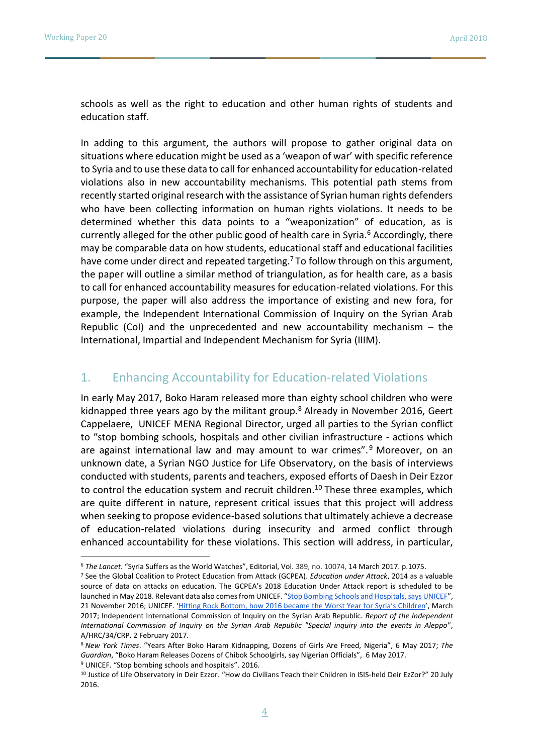schools as well as the right to education and other human rights of students and education staff.

In adding to this argument, the authors will propose to gather original data on situations where education might be used as a 'weapon of war' with specific reference to Syria and to use these data to call for enhanced accountability for education-related violations also in new accountability mechanisms. This potential path stems from recently started original research with the assistance of Syrian human rights defenders who have been collecting information on human rights violations. It needs to be determined whether this data points to a "weaponization" of education, as is currently alleged for the other public good of health care in Syria.[6] Accordingly, there may be comparable data on how students, educational staff and educational facilities have come under direct and repeated targeting.[7] To follow through on this argument, the paper will outline a similar method of triangulation, as for health care, as a basis to call for enhanced accountability measures for education-related violations. For this purpose, the paper will also address the importance of existing and new fora, for example, the Independent International Commission of Inquiry on the Syrian Arab Republic (CoI) and the unprecedented and new accountability mechanism – the International, Impartial and Independent Mechanism for Syria (IIIM).

## 1. Enhancing Accountability for Education-related Violations

In early May 2017, Boko Haram released more than eighty school children who were kidnapped three years ago by the militant group.[8] Already in November 2016, Geert Cappelaere, UNICEF MENA Regional Director, urged all parties to the Syrian conflict to "stop bombing schools, hospitals and other civilian infrastructure - actions which are against international law and may amount to war crimes".[9] Moreover, on an unknown date, a Syrian NGO Justice for Life Observatory, on the basis of interviews conducted with students, parents and teachers, exposed efforts of Daesh in Deir Ezzor to control the education system and recruit children.[10] These three examples, which are quite different in nature, represent critical issues that this project will address when seeking to propose evidence-based solutions that ultimately achieve a decrease of education-related violations during insecurity and armed conflict through enhanced accountability for these violations. This section will address, in particular,

---

[6] *The Lancet*. "Syria Suffers as the World Watches", Editorial, Vol. 389, no. 10074, 14 March 2017. p.1075.

[7] See the Global Coalition to Protect Education from Attack (GCPEA). *Education under Attack*, 2014 as a valuable source of data on attacks on education. The GCPEA's 2018 Education Under Attack report is scheduled to be launched in May 2018. Relevant data also comes from UNICEF. "Stop Bombing Schools and Hospitals, says UNICEF", 21 November 2016; UNICEF. 'Hitting Rock Bottom, how 2016 became the Worst Year for Syria's Children', March 2017; Independent International Commission of Inquiry on the Syrian Arab Republic. *Report of the Independent International Commission of Inquiry on the Syrian Arab Republic "Special inquiry into the events in Aleppo"*, A/HRC/34/CRP. 2 February 2017.

[8] *New York Times*. "Years After Boko Haram Kidnapping, Dozens of Girls Are Freed, Nigeria", 6 May 2017; *The Guardian*, "Boko Haram Releases Dozens of Chibok Schoolgirls, say Nigerian Officials", 6 May 2017.

[9] UNICEF. "Stop bombing schools and hospitals". 2016.

[10] Justice of Life Observatory in Deir Ezzor. "How do Civilians Teach their Children in ISIS-held Deir EzZor?" 20 July 2016.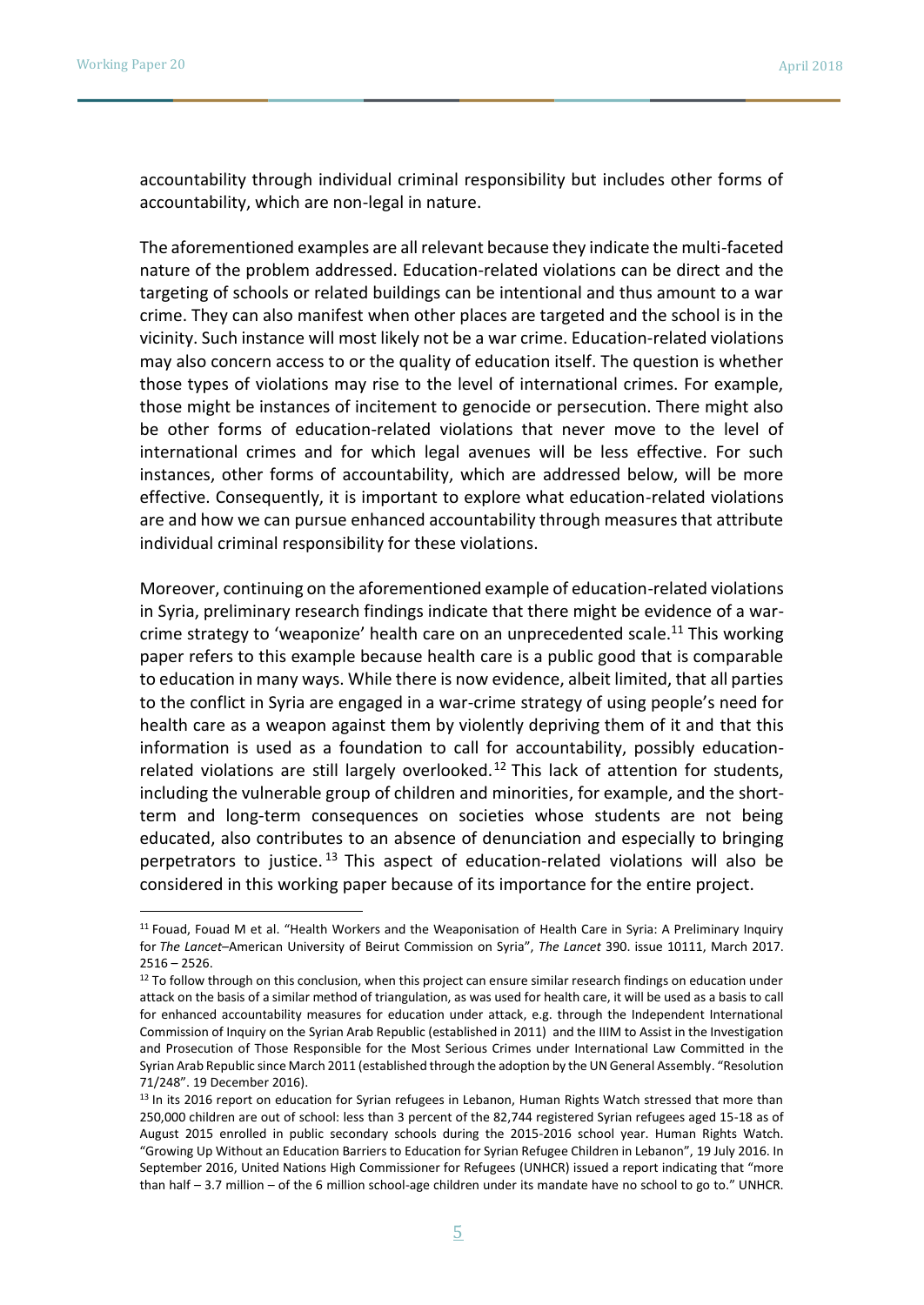accountability through individual criminal responsibility but includes other forms of accountability, which are non-legal in nature.

The aforementioned examples are all relevant because they indicate the multi-faceted nature of the problem addressed. Education-related violations can be direct and the targeting of schools or related buildings can be intentional and thus amount to a war crime. They can also manifest when other places are targeted and the school is in the vicinity. Such instance will most likely not be a war crime. Education-related violations may also concern access to or the quality of education itself. The question is whether those types of violations may rise to the level of international crimes. For example, those might be instances of incitement to genocide or persecution. There might also be other forms of education-related violations that never move to the level of international crimes and for which legal avenues will be less effective. For such instances, other forms of accountability, which are addressed below, will be more effective. Consequently, it is important to explore what education-related violations are and how we can pursue enhanced accountability through measures that attribute individual criminal responsibility for these violations.

Moreover, continuing on the aforementioned example of education-related violations in Syria, preliminary research findings indicate that there might be evidence of a war-crime strategy to 'weaponize' health care on an unprecedented scale.[11] This working paper refers to this example because health care is a public good that is comparable to education in many ways. While there is now evidence, albeit limited, that all parties to the conflict in Syria are engaged in a war-crime strategy of using people's need for health care as a weapon against them by violently depriving them of it and that this information is used as a foundation to call for accountability, possibly education-related violations are still largely overlooked.[12] This lack of attention for students, including the vulnerable group of children and minorities, for example, and the short-term and long-term consequences on societies whose students are not being educated, also contributes to an absence of denunciation and especially to bringing perpetrators to justice.[13] This aspect of education-related violations will also be considered in this working paper because of its importance for the entire project.

---

[11] Fouad, Fouad M et al. "Health Workers and the Weaponisation of Health Care in Syria: A Preliminary Inquiry for *The Lancet*–American University of Beirut Commission on Syria", *The Lancet* 390. issue 10111, March 2017. 2516 – 2526.

[12] To follow through on this conclusion, when this project can ensure similar research findings on education under attack on the basis of a similar method of triangulation, as was used for health care, it will be used as a basis to call for enhanced accountability measures for education under attack, e.g. through the Independent International Commission of Inquiry on the Syrian Arab Republic (established in 2011) and the IIIM to Assist in the Investigation and Prosecution of Those Responsible for the Most Serious Crimes under International Law Committed in the Syrian Arab Republic since March 2011 (established through the adoption by the UN General Assembly. "Resolution 71/248". 19 December 2016).

[13] In its 2016 report on education for Syrian refugees in Lebanon, Human Rights Watch stressed that more than 250,000 children are out of school: less than 3 percent of the 82,744 registered Syrian refugees aged 15-18 as of August 2015 enrolled in public secondary schools during the 2015-2016 school year. Human Rights Watch. "Growing Up Without an Education Barriers to Education for Syrian Refugee Children in Lebanon", 19 July 2016. In September 2016, United Nations High Commissioner for Refugees (UNHCR) issued a report indicating that "more than half – 3.7 million – of the 6 million school-age children under its mandate have no school to go to." UNHCR.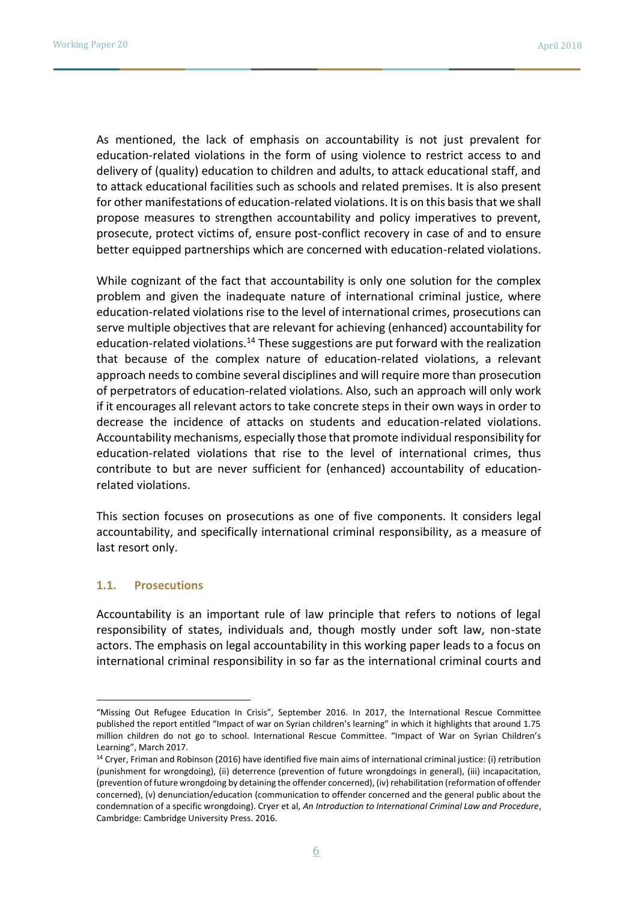As mentioned, the lack of emphasis on accountability is not just prevalent for education-related violations in the form of using violence to restrict access to and delivery of (quality) education to children and adults, to attack educational staff, and to attack educational facilities such as schools and related premises. It is also present for other manifestations of education-related violations. It is on this basis that we shall propose measures to strengthen accountability and policy imperatives to prevent, prosecute, protect victims of, ensure post-conflict recovery in case of and to ensure better equipped partnerships which are concerned with education-related violations.

While cognizant of the fact that accountability is only one solution for the complex problem and given the inadequate nature of international criminal justice, where education-related violations rise to the level of international crimes, prosecutions can serve multiple objectives that are relevant for achieving (enhanced) accountability for education-related violations.[14] These suggestions are put forward with the realization that because of the complex nature of education-related violations, a relevant approach needs to combine several disciplines and will require more than prosecution of perpetrators of education-related violations. Also, such an approach will only work if it encourages all relevant actors to take concrete steps in their own ways in order to decrease the incidence of attacks on students and education-related violations. Accountability mechanisms, especially those that promote individual responsibility for education-related violations that rise to the level of international crimes, thus contribute to but are never sufficient for (enhanced) accountability of education-related violations.

This section focuses on prosecutions as one of five components. It considers legal accountability, and specifically international criminal responsibility, as a measure of last resort only.

### 1.1. Prosecutions

Accountability is an important rule of law principle that refers to notions of legal responsibility of states, individuals and, though mostly under soft law, non-state actors. The emphasis on legal accountability in this working paper leads to a focus on international criminal responsibility in so far as the international criminal courts and

---

"Missing Out Refugee Education In Crisis", September 2016. In 2017, the International Rescue Committee published the report entitled "Impact of war on Syrian children's learning" in which it highlights that around 1.75 million children do not go to school. International Rescue Committee. "Impact of War on Syrian Children's Learning", March 2017.

[14] Cryer, Friman and Robinson (2016) have identified five main aims of international criminal justice: (i) retribution (punishment for wrongdoing), (ii) deterrence (prevention of future wrongdoings in general), (iii) incapacitation, (prevention of future wrongdoing by detaining the offender concerned), (iv) rehabilitation (reformation of offender concerned), (v) denunciation/education (communication to offender concerned and the general public about the condemnation of a specific wrongdoing). Cryer et al, *An Introduction to International Criminal Law and Procedure*, Cambridge: Cambridge University Press. 2016.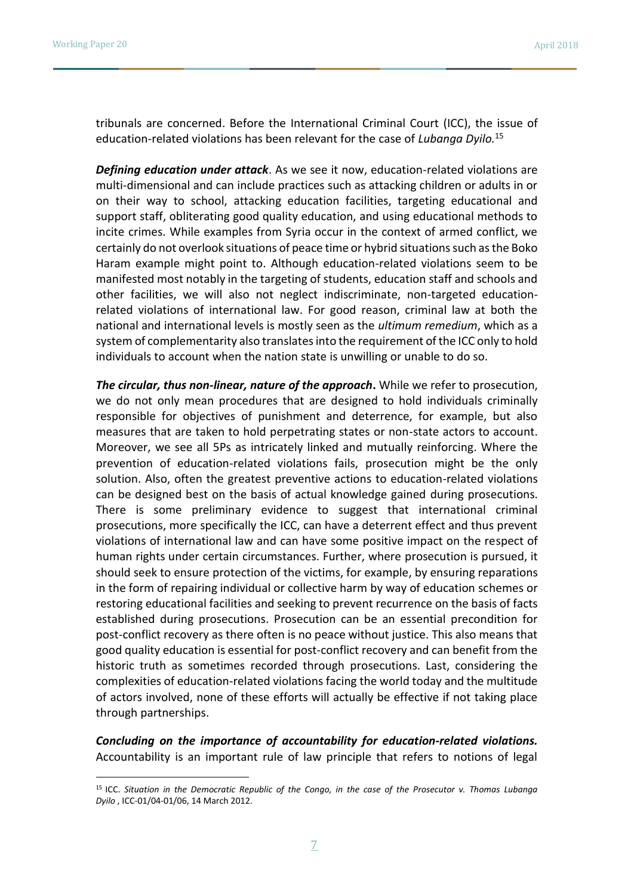tribunals are concerned. Before the International Criminal Court (ICC), the issue of education-related violations has been relevant for the case of *Lubanga Dyilo.*[15]

***Defining education under attack***. As we see it now, education-related violations are multi-dimensional and can include practices such as attacking children or adults in or on their way to school, attacking education facilities, targeting educational and support staff, obliterating good quality education, and using educational methods to incite crimes. While examples from Syria occur in the context of armed conflict, we certainly do not overlook situations of peace time or hybrid situations such as the Boko Haram example might point to. Although education-related violations seem to be manifested most notably in the targeting of students, education staff and schools and other facilities, we will also not neglect indiscriminate, non-targeted education-related violations of international law. For good reason, criminal law at both the national and international levels is mostly seen as the *ultimum remedium*, which as a system of complementarity also translates into the requirement of the ICC only to hold individuals to account when the nation state is unwilling or unable to do so.

***The circular, thus non-linear, nature of the approach***. While we refer to prosecution, we do not only mean procedures that are designed to hold individuals criminally responsible for objectives of punishment and deterrence, for example, but also measures that are taken to hold perpetrating states or non-state actors to account. Moreover, we see all 5Ps as intricately linked and mutually reinforcing. Where the prevention of education-related violations fails, prosecution might be the only solution. Also, often the greatest preventive actions to education-related violations can be designed best on the basis of actual knowledge gained during prosecutions. There is some preliminary evidence to suggest that international criminal prosecutions, more specifically the ICC, can have a deterrent effect and thus prevent violations of international law and can have some positive impact on the respect of human rights under certain circumstances. Further, where prosecution is pursued, it should seek to ensure protection of the victims, for example, by ensuring reparations in the form of repairing individual or collective harm by way of education schemes or restoring educational facilities and seeking to prevent recurrence on the basis of facts established during prosecutions. Prosecution can be an essential precondition for post-conflict recovery as there often is no peace without justice. This also means that good quality education is essential for post-conflict recovery and can benefit from the historic truth as sometimes recorded through prosecutions. Last, considering the complexities of education-related violations facing the world today and the multitude of actors involved, none of these efforts will actually be effective if not taking place through partnerships.

***Concluding on the importance of accountability for education-related violations.*** Accountability is an important rule of law principle that refers to notions of legal

---

[15] ICC. *Situation in the Democratic Republic of the Congo, in the case of the Prosecutor v. Thomas Lubanga Dyilo* , ICC-01/04-01/06, 14 March 2012.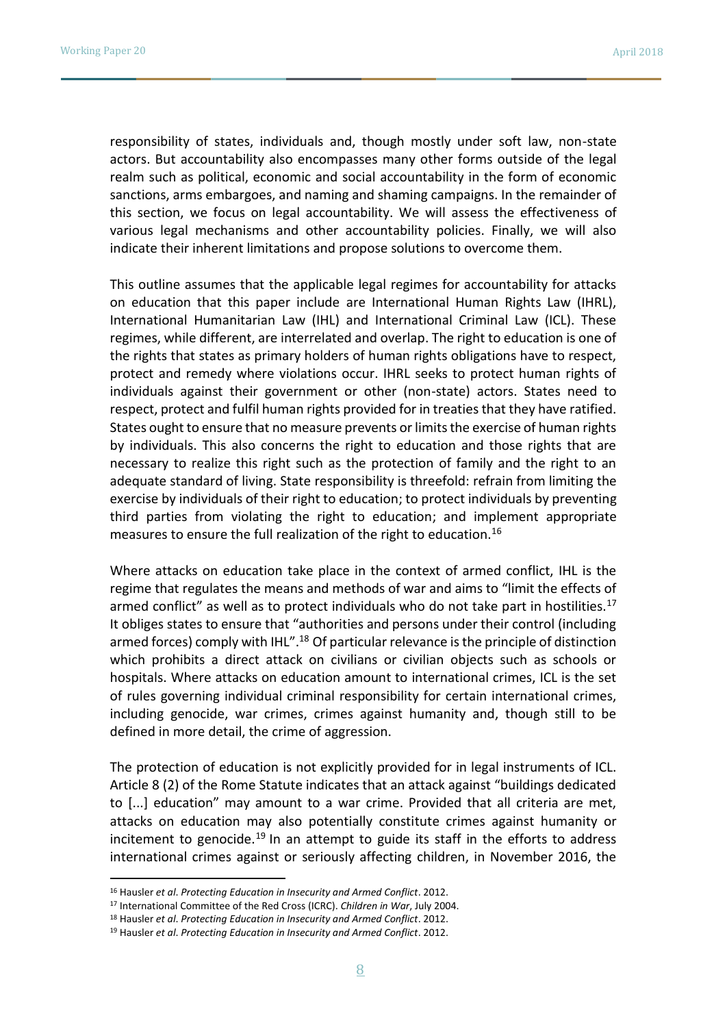responsibility of states, individuals and, though mostly under soft law, non-state actors. But accountability also encompasses many other forms outside of the legal realm such as political, economic and social accountability in the form of economic sanctions, arms embargoes, and naming and shaming campaigns. In the remainder of this section, we focus on legal accountability. We will assess the effectiveness of various legal mechanisms and other accountability policies. Finally, we will also indicate their inherent limitations and propose solutions to overcome them.

This outline assumes that the applicable legal regimes for accountability for attacks on education that this paper include are International Human Rights Law (IHRL), International Humanitarian Law (IHL) and International Criminal Law (ICL). These regimes, while different, are interrelated and overlap. The right to education is one of the rights that states as primary holders of human rights obligations have to respect, protect and remedy where violations occur. IHRL seeks to protect human rights of individuals against their government or other (non-state) actors. States need to respect, protect and fulfil human rights provided for in treaties that they have ratified. States ought to ensure that no measure prevents or limits the exercise of human rights by individuals. This also concerns the right to education and those rights that are necessary to realize this right such as the protection of family and the right to an adequate standard of living. State responsibility is threefold: refrain from limiting the exercise by individuals of their right to education; to protect individuals by preventing third parties from violating the right to education; and implement appropriate measures to ensure the full realization of the right to education.[16]

Where attacks on education take place in the context of armed conflict, IHL is the regime that regulates the means and methods of war and aims to "limit the effects of armed conflict" as well as to protect individuals who do not take part in hostilities.[17] It obliges states to ensure that "authorities and persons under their control (including armed forces) comply with IHL".[18] Of particular relevance is the principle of distinction which prohibits a direct attack on civilians or civilian objects such as schools or hospitals. Where attacks on education amount to international crimes, ICL is the set of rules governing individual criminal responsibility for certain international crimes, including genocide, war crimes, crimes against humanity and, though still to be defined in more detail, the crime of aggression.

The protection of education is not explicitly provided for in legal instruments of ICL. Article 8 (2) of the Rome Statute indicates that an attack against "buildings dedicated to [...] education" may amount to a war crime. Provided that all criteria are met, attacks on education may also potentially constitute crimes against humanity or incitement to genocide.[19] In an attempt to guide its staff in the efforts to address international crimes against or seriously affecting children, in November 2016, the

---

[16] Hausler *et al*. *Protecting Education in Insecurity and Armed Conflict*. 2012.

[17] International Committee of the Red Cross (ICRC). *Children in War*, July 2004.

[18] Hausler *et al*. *Protecting Education in Insecurity and Armed Conflict*. 2012.

[19] Hausler *et al*. *Protecting Education in Insecurity and Armed Conflict*. 2012.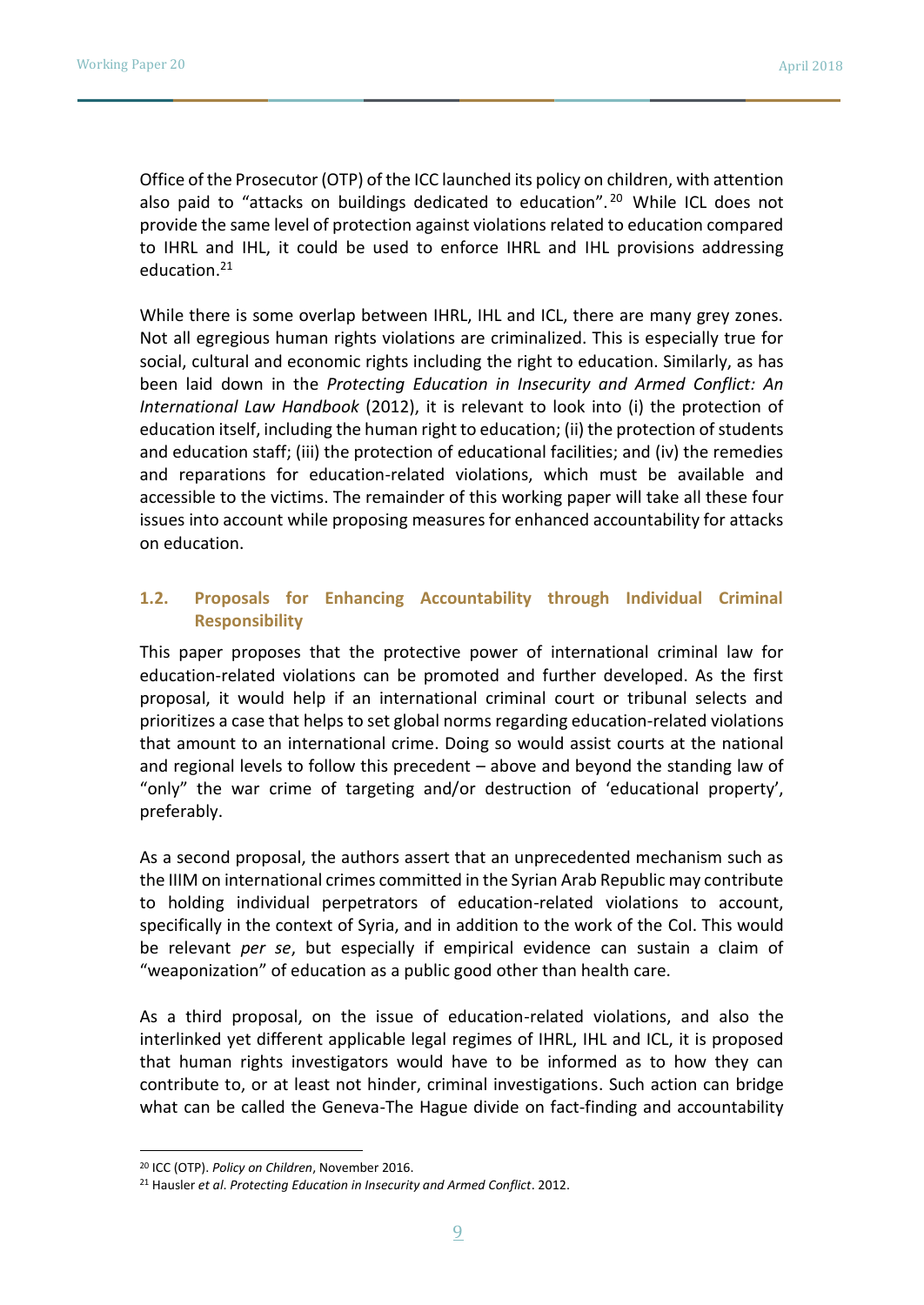Office of the Prosecutor (OTP) of the ICC launched its policy on children, with attention also paid to "attacks on buildings dedicated to education".[20] While ICL does not provide the same level of protection against violations related to education compared to IHRL and IHL, it could be used to enforce IHRL and IHL provisions addressing education.[21]

While there is some overlap between IHRL, IHL and ICL, there are many grey zones. Not all egregious human rights violations are criminalized. This is especially true for social, cultural and economic rights including the right to education. Similarly, as has been laid down in the *Protecting Education in Insecurity and Armed Conflict: An International Law Handbook* (2012), it is relevant to look into (i) the protection of education itself, including the human right to education; (ii) the protection of students and education staff; (iii) the protection of educational facilities; and (iv) the remedies and reparations for education-related violations, which must be available and accessible to the victims. The remainder of this working paper will take all these four issues into account while proposing measures for enhanced accountability for attacks on education.

### 1.2. Proposals for Enhancing Accountability through Individual Criminal Responsibility

This paper proposes that the protective power of international criminal law for education-related violations can be promoted and further developed. As the first proposal, it would help if an international criminal court or tribunal selects and prioritizes a case that helps to set global norms regarding education-related violations that amount to an international crime. Doing so would assist courts at the national and regional levels to follow this precedent – above and beyond the standing law of "only" the war crime of targeting and/or destruction of 'educational property', preferably.

As a second proposal, the authors assert that an unprecedented mechanism such as the IIIM on international crimes committed in the Syrian Arab Republic may contribute to holding individual perpetrators of education-related violations to account, specifically in the context of Syria, and in addition to the work of the CoI. This would be relevant *per se*, but especially if empirical evidence can sustain a claim of "weaponization" of education as a public good other than health care.

As a third proposal, on the issue of education-related violations, and also the interlinked yet different applicable legal regimes of IHRL, IHL and ICL, it is proposed that human rights investigators would have to be informed as to how they can contribute to, or at least not hinder, criminal investigations. Such action can bridge what can be called the Geneva-The Hague divide on fact-finding and accountability

---

[20] ICC (OTP). *Policy on Children*, November 2016.

[21] Hausler *et al*. *Protecting Education in Insecurity and Armed Conflict*. 2012.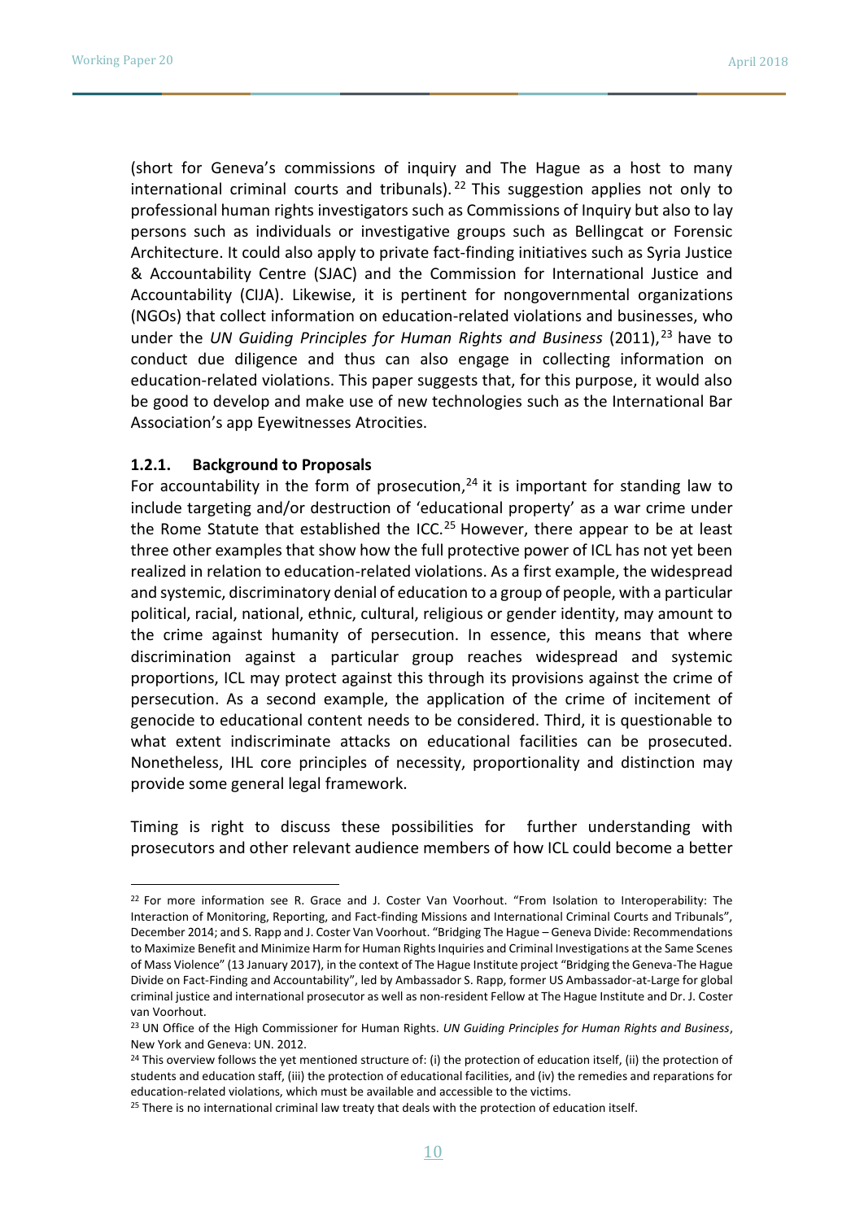(short for Geneva's commissions of inquiry and The Hague as a host to many international criminal courts and tribunals).[22] This suggestion applies not only to professional human rights investigators such as Commissions of Inquiry but also to lay persons such as individuals or investigative groups such as Bellingcat or Forensic Architecture. It could also apply to private fact-finding initiatives such as Syria Justice & Accountability Centre (SJAC) and the Commission for International Justice and Accountability (CIJA). Likewise, it is pertinent for nongovernmental organizations (NGOs) that collect information on education-related violations and businesses, who under the *UN Guiding Principles for Human Rights and Business* (2011),[23] have to conduct due diligence and thus can also engage in collecting information on education-related violations. This paper suggests that, for this purpose, it would also be good to develop and make use of new technologies such as the International Bar Association's app Eyewitnesses Atrocities.

### 1.2.1. Background to Proposals

For accountability in the form of prosecution,[24] it is important for standing law to include targeting and/or destruction of 'educational property' as a war crime under the Rome Statute that established the ICC.[25] However, there appear to be at least three other examples that show how the full protective power of ICL has not yet been realized in relation to education-related violations. As a first example, the widespread and systemic, discriminatory denial of education to a group of people, with a particular political, racial, national, ethnic, cultural, religious or gender identity, may amount to the crime against humanity of persecution. In essence, this means that where discrimination against a particular group reaches widespread and systemic proportions, ICL may protect against this through its provisions against the crime of persecution. As a second example, the application of the crime of incitement of genocide to educational content needs to be considered. Third, it is questionable to what extent indiscriminate attacks on educational facilities can be prosecuted. Nonetheless, IHL core principles of necessity, proportionality and distinction may provide some general legal framework.

Timing is right to discuss these possibilities for further understanding with prosecutors and other relevant audience members of how ICL could become a better

---

[22] For more information see R. Grace and J. Coster Van Voorhout. "From Isolation to Interoperability: The Interaction of Monitoring, Reporting, and Fact-finding Missions and International Criminal Courts and Tribunals", December 2014; and S. Rapp and J. Coster Van Voorhout. "Bridging The Hague – Geneva Divide: Recommendations to Maximize Benefit and Minimize Harm for Human Rights Inquiries and Criminal Investigations at the Same Scenes of Mass Violence" (13 January 2017), in the context of The Hague Institute project "Bridging the Geneva-The Hague Divide on Fact-Finding and Accountability", led by Ambassador S. Rapp, former US Ambassador-at-Large for global criminal justice and international prosecutor as well as non-resident Fellow at The Hague Institute and Dr. J. Coster van Voorhout.

[23] UN Office of the High Commissioner for Human Rights. *UN Guiding Principles for Human Rights and Business*, New York and Geneva: UN. 2012.

[24] This overview follows the yet mentioned structure of: (i) the protection of education itself, (ii) the protection of students and education staff, (iii) the protection of educational facilities, and (iv) the remedies and reparations for education-related violations, which must be available and accessible to the victims.

[25] There is no international criminal law treaty that deals with the protection of education itself.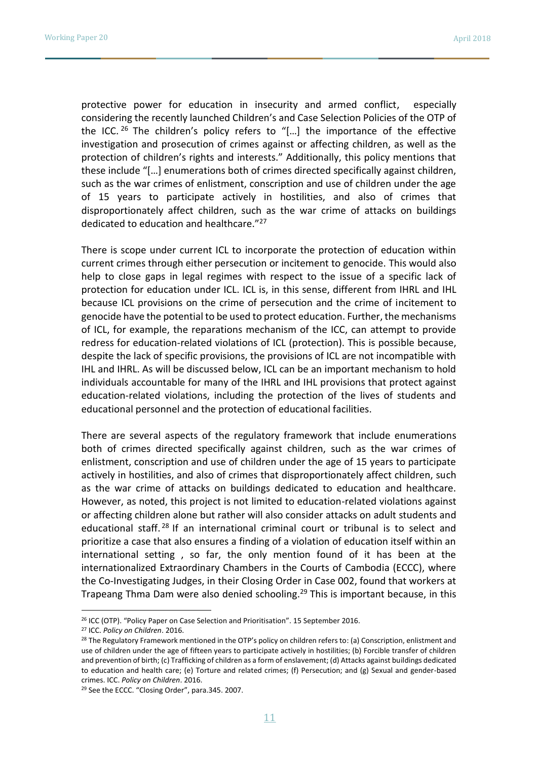protective power for education in insecurity and armed conflict, especially considering the recently launched Children's and Case Selection Policies of the OTP of the ICC.[26] The children's policy refers to "[…] the importance of the effective investigation and prosecution of crimes against or affecting children, as well as the protection of children's rights and interests." Additionally, this policy mentions that these include "[…] enumerations both of crimes directed specifically against children, such as the war crimes of enlistment, conscription and use of children under the age of 15 years to participate actively in hostilities, and also of crimes that disproportionately affect children, such as the war crime of attacks on buildings dedicated to education and healthcare."[27]

There is scope under current ICL to incorporate the protection of education within current crimes through either persecution or incitement to genocide. This would also help to close gaps in legal regimes with respect to the issue of a specific lack of protection for education under ICL. ICL is, in this sense, different from IHRL and IHL because ICL provisions on the crime of persecution and the crime of incitement to genocide have the potential to be used to protect education. Further, the mechanisms of ICL, for example, the reparations mechanism of the ICC, can attempt to provide redress for education-related violations of ICL (protection). This is possible because, despite the lack of specific provisions, the provisions of ICL are not incompatible with IHL and IHRL. As will be discussed below, ICL can be an important mechanism to hold individuals accountable for many of the IHRL and IHL provisions that protect against education-related violations, including the protection of the lives of students and educational personnel and the protection of educational facilities.

There are several aspects of the regulatory framework that include enumerations both of crimes directed specifically against children, such as the war crimes of enlistment, conscription and use of children under the age of 15 years to participate actively in hostilities, and also of crimes that disproportionately affect children, such as the war crime of attacks on buildings dedicated to education and healthcare. However, as noted, this project is not limited to education-related violations against or affecting children alone but rather will also consider attacks on adult students and educational staff.[28] If an international criminal court or tribunal is to select and prioritize a case that also ensures a finding of a violation of education itself within an international setting , so far, the only mention found of it has been at the internationalized Extraordinary Chambers in the Courts of Cambodia (ECCC), where the Co-Investigating Judges, in their Closing Order in Case 002, found that workers at Trapeang Thma Dam were also denied schooling.[29] This is important because, in this

---

[26] ICC (OTP). "Policy Paper on Case Selection and Prioritisation". 15 September 2016.

[27] ICC. *Policy on Children*. 2016.

[28] The Regulatory Framework mentioned in the OTP's policy on children refers to: (a) Conscription, enlistment and use of children under the age of fifteen years to participate actively in hostilities; (b) Forcible transfer of children and prevention of birth; (c) Trafficking of children as a form of enslavement; (d) Attacks against buildings dedicated to education and health care; (e) Torture and related crimes; (f) Persecution; and (g) Sexual and gender-based crimes. ICC. *Policy on Children*. 2016.

[29] See the ECCC. "Closing Order", para.345. 2007.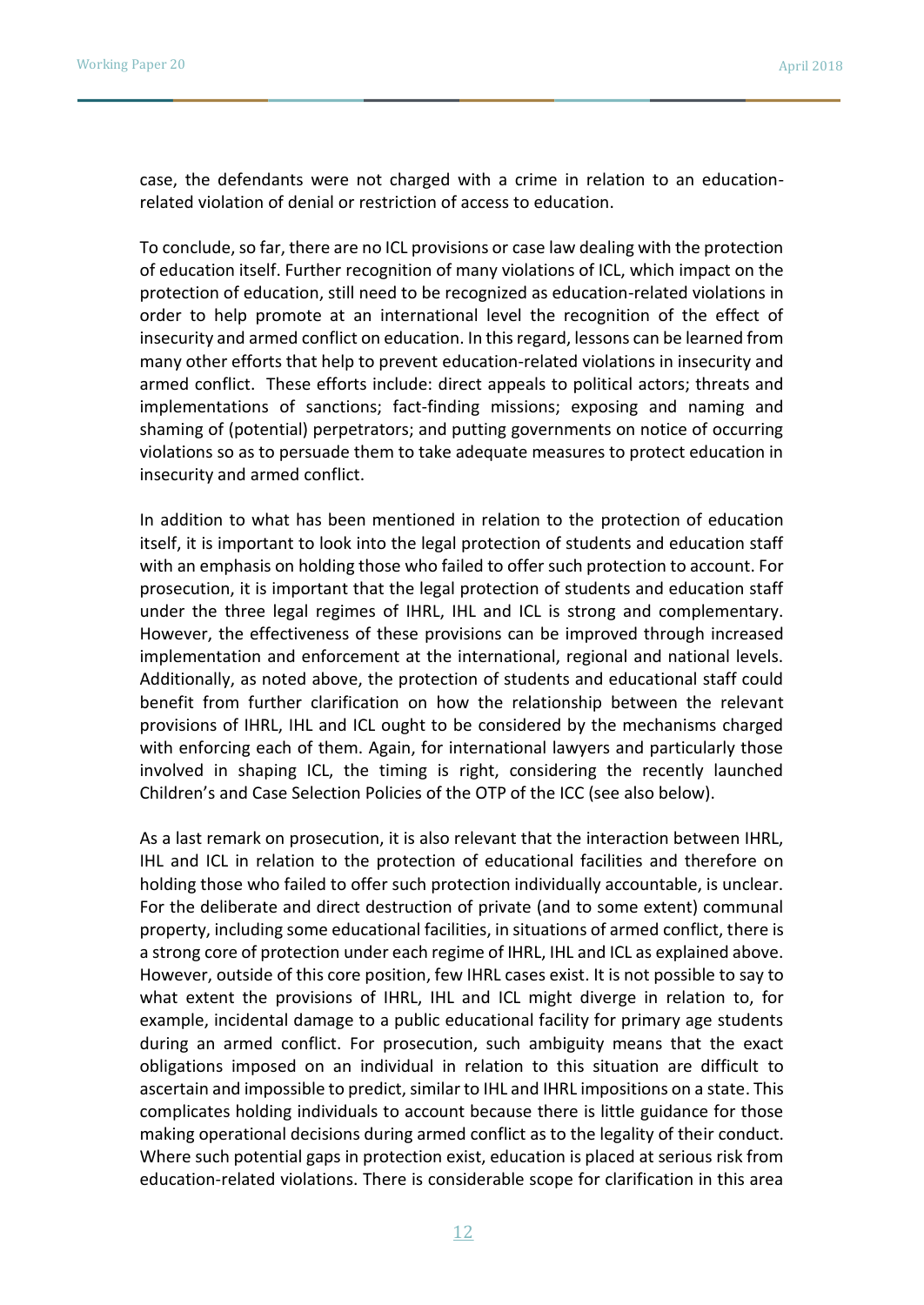case, the defendants were not charged with a crime in relation to an education-related violation of denial or restriction of access to education.

To conclude, so far, there are no ICL provisions or case law dealing with the protection of education itself. Further recognition of many violations of ICL, which impact on the protection of education, still need to be recognized as education-related violations in order to help promote at an international level the recognition of the effect of insecurity and armed conflict on education. In this regard, lessons can be learned from many other efforts that help to prevent education-related violations in insecurity and armed conflict. These efforts include: direct appeals to political actors; threats and implementations of sanctions; fact-finding missions; exposing and naming and shaming of (potential) perpetrators; and putting governments on notice of occurring violations so as to persuade them to take adequate measures to protect education in insecurity and armed conflict.

In addition to what has been mentioned in relation to the protection of education itself, it is important to look into the legal protection of students and education staff with an emphasis on holding those who failed to offer such protection to account. For prosecution, it is important that the legal protection of students and education staff under the three legal regimes of IHRL, IHL and ICL is strong and complementary. However, the effectiveness of these provisions can be improved through increased implementation and enforcement at the international, regional and national levels. Additionally, as noted above, the protection of students and educational staff could benefit from further clarification on how the relationship between the relevant provisions of IHRL, IHL and ICL ought to be considered by the mechanisms charged with enforcing each of them. Again, for international lawyers and particularly those involved in shaping ICL, the timing is right, considering the recently launched Children's and Case Selection Policies of the OTP of the ICC (see also below).

As a last remark on prosecution, it is also relevant that the interaction between IHRL, IHL and ICL in relation to the protection of educational facilities and therefore on holding those who failed to offer such protection individually accountable, is unclear. For the deliberate and direct destruction of private (and to some extent) communal property, including some educational facilities, in situations of armed conflict, there is a strong core of protection under each regime of IHRL, IHL and ICL as explained above. However, outside of this core position, few IHRL cases exist. It is not possible to say to what extent the provisions of IHRL, IHL and ICL might diverge in relation to, for example, incidental damage to a public educational facility for primary age students during an armed conflict. For prosecution, such ambiguity means that the exact obligations imposed on an individual in relation to this situation are difficult to ascertain and impossible to predict, similar to IHL and IHRL impositions on a state. This complicates holding individuals to account because there is little guidance for those making operational decisions during armed conflict as to the legality of their conduct. Where such potential gaps in protection exist, education is placed at serious risk from education-related violations. There is considerable scope for clarification in this area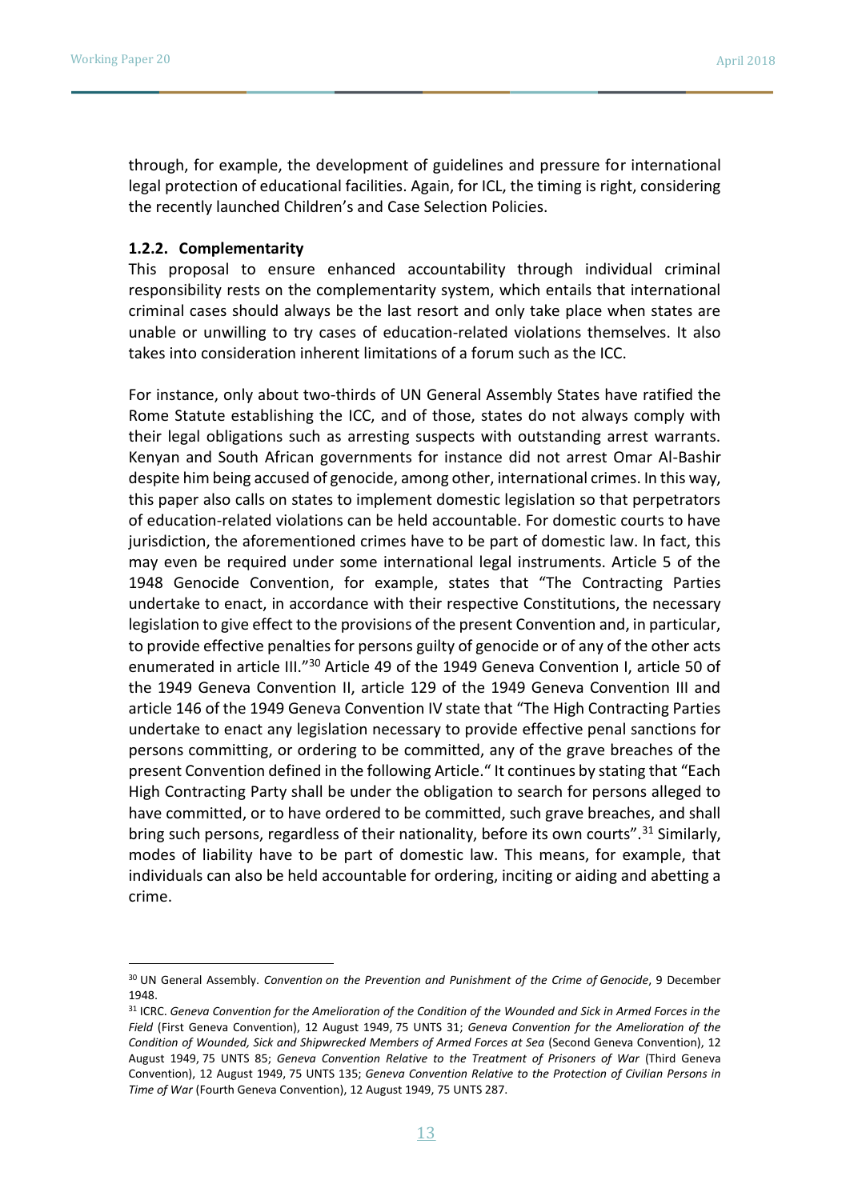through, for example, the development of guidelines and pressure for international legal protection of educational facilities. Again, for ICL, the timing is right, considering the recently launched Children's and Case Selection Policies.

### 1.2.2. Complementarity

This proposal to ensure enhanced accountability through individual criminal responsibility rests on the complementarity system, which entails that international criminal cases should always be the last resort and only take place when states are unable or unwilling to try cases of education-related violations themselves. It also takes into consideration inherent limitations of a forum such as the ICC.

For instance, only about two-thirds of UN General Assembly States have ratified the Rome Statute establishing the ICC, and of those, states do not always comply with their legal obligations such as arresting suspects with outstanding arrest warrants. Kenyan and South African governments for instance did not arrest Omar Al-Bashir despite him being accused of genocide, among other, international crimes. In this way, this paper also calls on states to implement domestic legislation so that perpetrators of education-related violations can be held accountable. For domestic courts to have jurisdiction, the aforementioned crimes have to be part of domestic law. In fact, this may even be required under some international legal instruments. Article 5 of the 1948 Genocide Convention, for example, states that "The Contracting Parties undertake to enact, in accordance with their respective Constitutions, the necessary legislation to give effect to the provisions of the present Convention and, in particular, to provide effective penalties for persons guilty of genocide or of any of the other acts enumerated in article III."[30] Article 49 of the 1949 Geneva Convention I, article 50 of the 1949 Geneva Convention II, article 129 of the 1949 Geneva Convention III and article 146 of the 1949 Geneva Convention IV state that "The High Contracting Parties undertake to enact any legislation necessary to provide effective penal sanctions for persons committing, or ordering to be committed, any of the grave breaches of the present Convention defined in the following Article." It continues by stating that "Each High Contracting Party shall be under the obligation to search for persons alleged to have committed, or to have ordered to be committed, such grave breaches, and shall bring such persons, regardless of their nationality, before its own courts".[31] Similarly, modes of liability have to be part of domestic law. This means, for example, that individuals can also be held accountable for ordering, inciting or aiding and abetting a crime.

---

[30] UN General Assembly. *Convention on the Prevention and Punishment of the Crime of Genocide*, 9 December 1948.

[31] ICRC. *Geneva Convention for the Amelioration of the Condition of the Wounded and Sick in Armed Forces in the Field* (First Geneva Convention), 12 August 1949, 75 UNTS 31; *Geneva Convention for the Amelioration of the Condition of Wounded, Sick and Shipwrecked Members of Armed Forces at Sea* (Second Geneva Convention), 12 August 1949, 75 UNTS 85; *Geneva Convention Relative to the Treatment of Prisoners of War* (Third Geneva Convention), 12 August 1949, 75 UNTS 135; *Geneva Convention Relative to the Protection of Civilian Persons in Time of War* (Fourth Geneva Convention), 12 August 1949, 75 UNTS 287.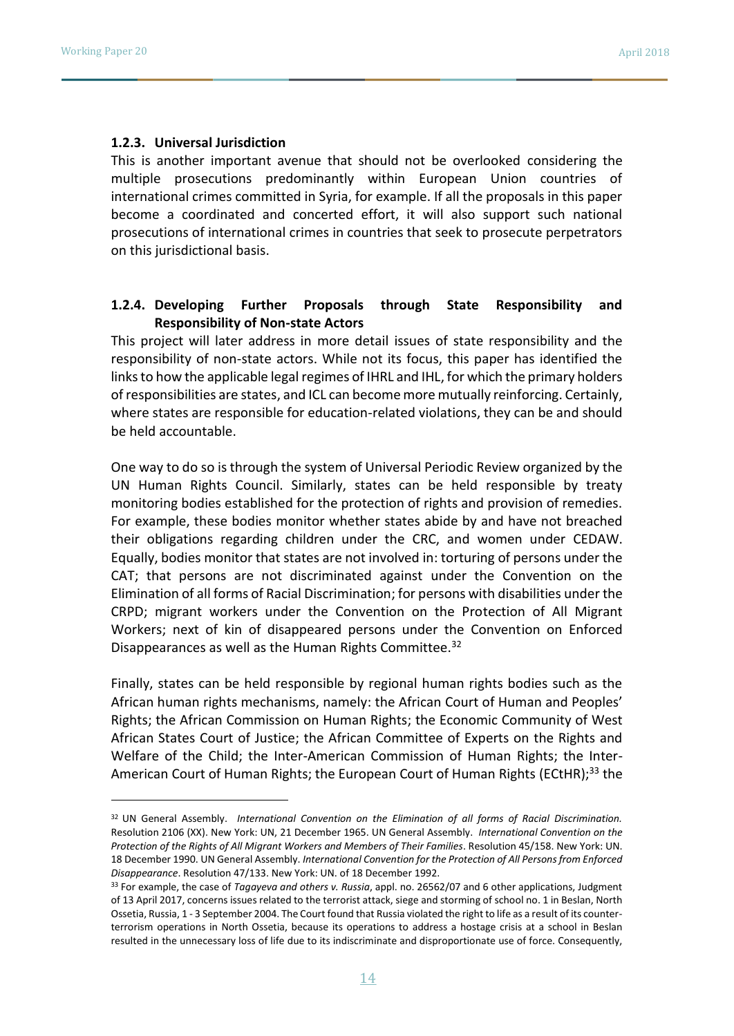### 1.2.3. Universal Jurisdiction

This is another important avenue that should not be overlooked considering the multiple prosecutions predominantly within European Union countries of international crimes committed in Syria, for example. If all the proposals in this paper become a coordinated and concerted effort, it will also support such national prosecutions of international crimes in countries that seek to prosecute perpetrators on this jurisdictional basis.

### 1.2.4. Developing Further Proposals through State Responsibility and Responsibility of Non-state Actors

This project will later address in more detail issues of state responsibility and the responsibility of non-state actors. While not its focus, this paper has identified the links to how the applicable legal regimes of IHRL and IHL, for which the primary holders of responsibilities are states, and ICL can become more mutually reinforcing. Certainly, where states are responsible for education-related violations, they can be and should be held accountable.

One way to do so is through the system of Universal Periodic Review organized by the UN Human Rights Council. Similarly, states can be held responsible by treaty monitoring bodies established for the protection of rights and provision of remedies. For example, these bodies monitor whether states abide by and have not breached their obligations regarding children under the CRC, and women under CEDAW. Equally, bodies monitor that states are not involved in: torturing of persons under the CAT; that persons are not discriminated against under the Convention on the Elimination of all forms of Racial Discrimination; for persons with disabilities under the CRPD; migrant workers under the Convention on the Protection of All Migrant Workers; next of kin of disappeared persons under the Convention on Enforced Disappearances as well as the Human Rights Committee.[32]

Finally, states can be held responsible by regional human rights bodies such as the African human rights mechanisms, namely: the African Court of Human and Peoples' Rights; the African Commission on Human Rights; the Economic Community of West African States Court of Justice; the African Committee of Experts on the Rights and Welfare of the Child; the Inter-American Commission of Human Rights; the Inter-American Court of Human Rights; the European Court of Human Rights (ECtHR);[33] the

---

[32] UN General Assembly. *International Convention on the Elimination of all forms of Racial Discrimination.* Resolution 2106 (XX). New York: UN, 21 December 1965. UN General Assembly. *International Convention on the Protection of the Rights of All Migrant Workers and Members of Their Families*. Resolution 45/158. New York: UN. 18 December 1990. UN General Assembly. *International Convention for the Protection of All Persons from Enforced Disappearance*. Resolution 47/133. New York: UN. of 18 December 1992.

[33] For example, the case of *Tagayeva and others v. Russia*, appl. no. 26562/07 and 6 other applications, Judgment of 13 April 2017, concerns issues related to the terrorist attack, siege and storming of school no. 1 in Beslan, North Ossetia, Russia, 1 - 3 September 2004. The Court found that Russia violated the right to life as a result of its counter-terrorism operations in North Ossetia, because its operations to address a hostage crisis at a school in Beslan resulted in the unnecessary loss of life due to its indiscriminate and disproportionate use of force. Consequently,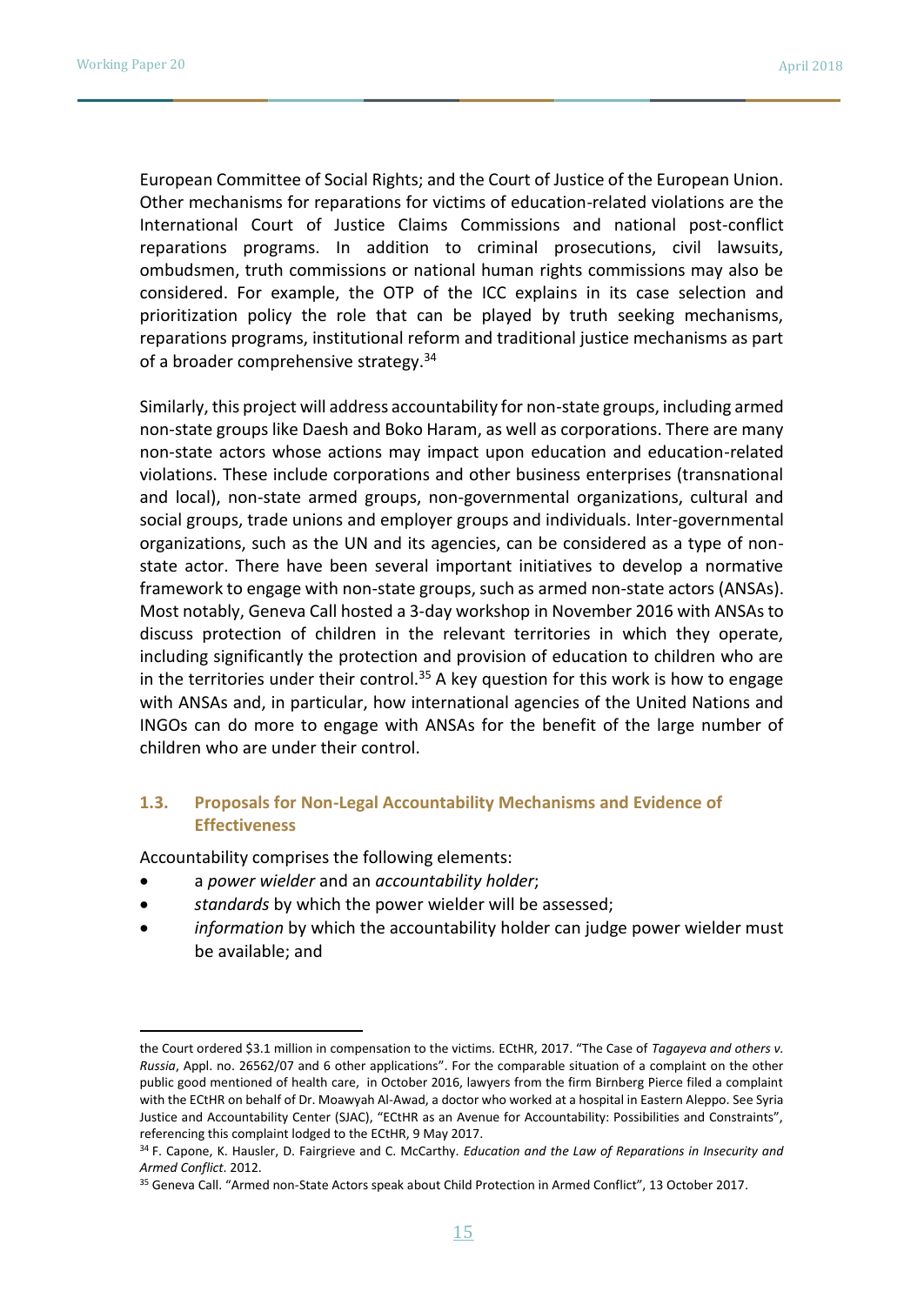European Committee of Social Rights; and the Court of Justice of the European Union. Other mechanisms for reparations for victims of education-related violations are the International Court of Justice Claims Commissions and national post-conflict reparations programs. In addition to criminal prosecutions, civil lawsuits, ombudsmen, truth commissions or national human rights commissions may also be considered. For example, the OTP of the ICC explains in its case selection and prioritization policy the role that can be played by truth seeking mechanisms, reparations programs, institutional reform and traditional justice mechanisms as part of a broader comprehensive strategy.[34]

Similarly, this project will address accountability for non-state groups, including armed non-state groups like Daesh and Boko Haram, as well as corporations. There are many non-state actors whose actions may impact upon education and education-related violations. These include corporations and other business enterprises (transnational and local), non-state armed groups, non-governmental organizations, cultural and social groups, trade unions and employer groups and individuals. Inter-governmental organizations, such as the UN and its agencies, can be considered as a type of non-state actor. There have been several important initiatives to develop a normative framework to engage with non-state groups, such as armed non-state actors (ANSAs). Most notably, Geneva Call hosted a 3-day workshop in November 2016 with ANSAs to discuss protection of children in the relevant territories in which they operate, including significantly the protection and provision of education to children who are in the territories under their control.[35] A key question for this work is how to engage with ANSAs and, in particular, how international agencies of the United Nations and INGOs can do more to engage with ANSAs for the benefit of the large number of children who are under their control.

### 1.3. Proposals for Non-Legal Accountability Mechanisms and Evidence of Effectiveness

Accountability comprises the following elements:

- a *power wielder* and an *accountability holder*;
- *standards* by which the power wielder will be assessed;
- *information* by which the accountability holder can judge power wielder must be available; and

---

the Court ordered $3.1 million in compensation to the victims. ECtHR, 2017. "The Case of *Tagayeva and others v. Russia*, Appl. no. 26562/07 and 6 other applications". For the comparable situation of a complaint on the other public good mentioned of health care, in October 2016, lawyers from the firm Birnberg Pierce filed a complaint with the ECtHR on behalf of Dr. Moawyah Al-Awad, a doctor who worked at a hospital in Eastern Aleppo. See Syria Justice and Accountability Center (SJAC), "ECtHR as an Avenue for Accountability: Possibilities and Constraints", referencing this complaint lodged to the ECtHR, 9 May 2017.

[34] F. Capone, K. Hausler, D. Fairgrieve and C. McCarthy. *Education and the Law of Reparations in Insecurity and Armed Conflict*. 2012.

[35] Geneva Call. "Armed non-State Actors speak about Child Protection in Armed Conflict", 13 October 2017.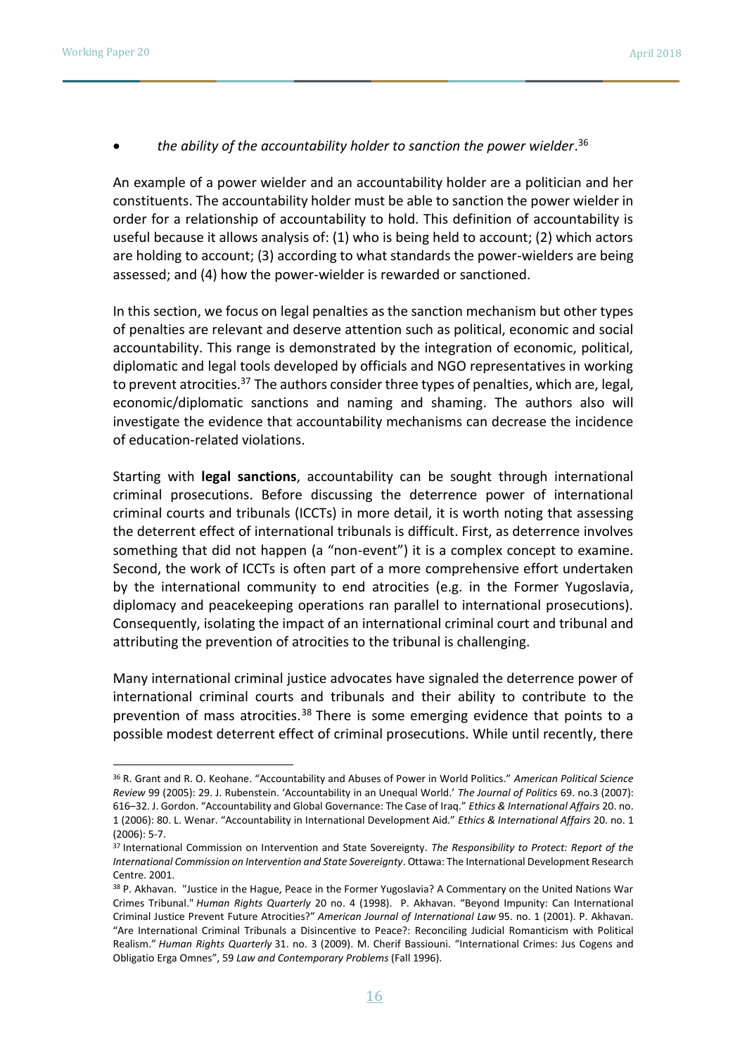- *the ability of the accountability holder to sanction the power wielder*.[36]

An example of a power wielder and an accountability holder are a politician and her constituents. The accountability holder must be able to sanction the power wielder in order for a relationship of accountability to hold. This definition of accountability is useful because it allows analysis of: (1) who is being held to account; (2) which actors are holding to account; (3) according to what standards the power-wielders are being assessed; and (4) how the power-wielder is rewarded or sanctioned.

In this section, we focus on legal penalties as the sanction mechanism but other types of penalties are relevant and deserve attention such as political, economic and social accountability. This range is demonstrated by the integration of economic, political, diplomatic and legal tools developed by officials and NGO representatives in working to prevent atrocities.[37] The authors consider three types of penalties, which are, legal, economic/diplomatic sanctions and naming and shaming. The authors also will investigate the evidence that accountability mechanisms can decrease the incidence of education-related violations.

Starting with **legal sanctions**, accountability can be sought through international criminal prosecutions. Before discussing the deterrence power of international criminal courts and tribunals (ICCTs) in more detail, it is worth noting that assessing the deterrent effect of international tribunals is difficult. First, as deterrence involves something that did not happen (a "non-event") it is a complex concept to examine. Second, the work of ICCTs is often part of a more comprehensive effort undertaken by the international community to end atrocities (e.g. in the Former Yugoslavia, diplomacy and peacekeeping operations ran parallel to international prosecutions). Consequently, isolating the impact of an international criminal court and tribunal and attributing the prevention of atrocities to the tribunal is challenging.

Many international criminal justice advocates have signaled the deterrence power of international criminal courts and tribunals and their ability to contribute to the prevention of mass atrocities.[38] There is some emerging evidence that points to a possible modest deterrent effect of criminal prosecutions. While until recently, there

---

[36] R. Grant and R. O. Keohane. "Accountability and Abuses of Power in World Politics." *American Political Science Review* 99 (2005): 29. J. Rubenstein. 'Accountability in an Unequal World.' *The Journal of Politics* 69. no.3 (2007): 616–32. J. Gordon. "Accountability and Global Governance: The Case of Iraq." *Ethics & International Affairs* 20. no. 1 (2006): 80. L. Wenar. "Accountability in International Development Aid." *Ethics & International Affairs* 20. no. 1 (2006): 5-7.

[37] International Commission on Intervention and State Sovereignty. *The Responsibility to Protect: Report of the International Commission on Intervention and State Sovereignty*. Ottawa: The International Development Research Centre. 2001.

[38] P. Akhavan. "Justice in the Hague, Peace in the Former Yugoslavia? A Commentary on the United Nations War Crimes Tribunal." *Human Rights Quarterly* 20 no. 4 (1998). P. Akhavan. "Beyond Impunity: Can International Criminal Justice Prevent Future Atrocities?" *American Journal of International Law* 95. no. 1 (2001). P. Akhavan. "Are International Criminal Tribunals a Disincentive to Peace?: Reconciling Judicial Romanticism with Political Realism." *Human Rights Quarterly* 31. no. 3 (2009). M. Cherif Bassiouni. "International Crimes: Jus Cogens and Obligatio Erga Omnes", 59 *Law and Contemporary Problems* (Fall 1996).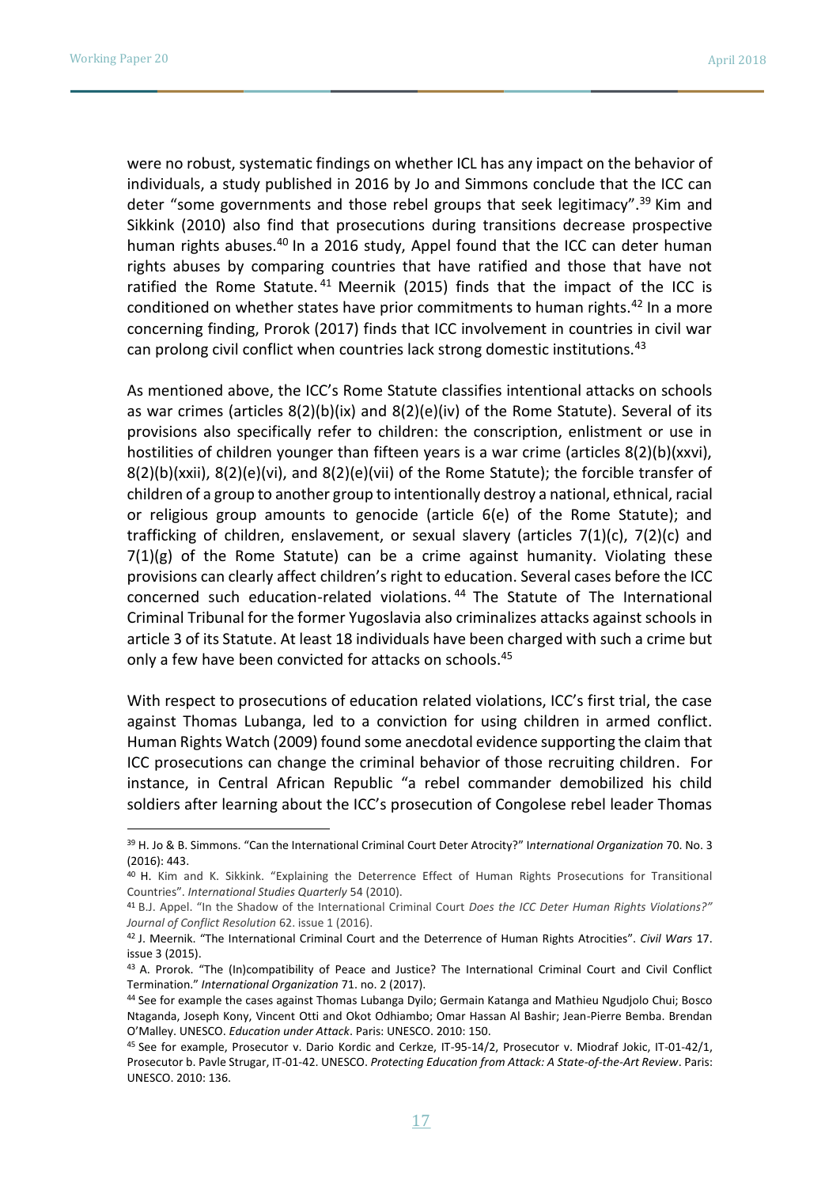were no robust, systematic findings on whether ICL has any impact on the behavior of individuals, a study published in 2016 by Jo and Simmons conclude that the ICC can deter "some governments and those rebel groups that seek legitimacy".[39] Kim and Sikkink (2010) also find that prosecutions during transitions decrease prospective human rights abuses.[40] In a 2016 study, Appel found that the ICC can deter human rights abuses by comparing countries that have ratified and those that have not ratified the Rome Statute.[41] Meernik (2015) finds that the impact of the ICC is conditioned on whether states have prior commitments to human rights.[42] In a more concerning finding, Prorok (2017) finds that ICC involvement in countries in civil war can prolong civil conflict when countries lack strong domestic institutions.[43]

As mentioned above, the ICC's Rome Statute classifies intentional attacks on schools as war crimes (articles 8(2)(b)(ix) and 8(2)(e)(iv) of the Rome Statute). Several of its provisions also specifically refer to children: the conscription, enlistment or use in hostilities of children younger than fifteen years is a war crime (articles 8(2)(b)(xxvi), 8(2)(b)(xxii), 8(2)(e)(vi), and 8(2)(e)(vii) of the Rome Statute); the forcible transfer of children of a group to another group to intentionally destroy a national, ethnical, racial or religious group amounts to genocide (article 6(e) of the Rome Statute); and trafficking of children, enslavement, or sexual slavery (articles 7(1)(c), 7(2)(c) and 7(1)(g) of the Rome Statute) can be a crime against humanity. Violating these provisions can clearly affect children's right to education. Several cases before the ICC concerned such education-related violations.[44] The Statute of The International Criminal Tribunal for the former Yugoslavia also criminalizes attacks against schools in article 3 of its Statute. At least 18 individuals have been charged with such a crime but only a few have been convicted for attacks on schools.[45]

With respect to prosecutions of education related violations, ICC's first trial, the case against Thomas Lubanga, led to a conviction for using children in armed conflict. Human Rights Watch (2009) found some anecdotal evidence supporting the claim that ICC prosecutions can change the criminal behavior of those recruiting children. For instance, in Central African Republic "a rebel commander demobilized his child soldiers after learning about the ICC's prosecution of Congolese rebel leader Thomas

---

[39] H. Jo & B. Simmons. "Can the International Criminal Court Deter Atrocity?" *International Organization* 70. No. 3 (2016): 443.

[40] H. Kim and K. Sikkink. "Explaining the Deterrence Effect of Human Rights Prosecutions for Transitional Countries". *International Studies Quarterly* 54 (2010).

[41] B.J. Appel. "In the Shadow of the International Criminal Court *Does the ICC Deter Human Rights Violations?" Journal of Conflict Resolution* 62. issue 1 (2016).

[42] J. Meernik. "The International Criminal Court and the Deterrence of Human Rights Atrocities". *Civil Wars* 17. issue 3 (2015).

[43] A. Prorok. "The (In)compatibility of Peace and Justice? The International Criminal Court and Civil Conflict Termination." *International Organization* 71. no. 2 (2017).

[44] See for example the cases against Thomas Lubanga Dyilo; Germain Katanga and Mathieu Ngudjolo Chui; Bosco Ntaganda, Joseph Kony, Vincent Otti and Okot Odhiambo; Omar Hassan Al Bashir; Jean-Pierre Bemba. Brendan O'Malley. UNESCO. *Education under Attack*. Paris: UNESCO. 2010: 150.

[45] See for example, Prosecutor v. Dario Kordic and Cerkze, IT-95-14/2, Prosecutor v. Miodraf Jokic, IT-01-42/1, Prosecutor b. Pavle Strugar, IT-01-42. UNESCO. *Protecting Education from Attack: A State-of-the-Art Review*. Paris: UNESCO. 2010: 136.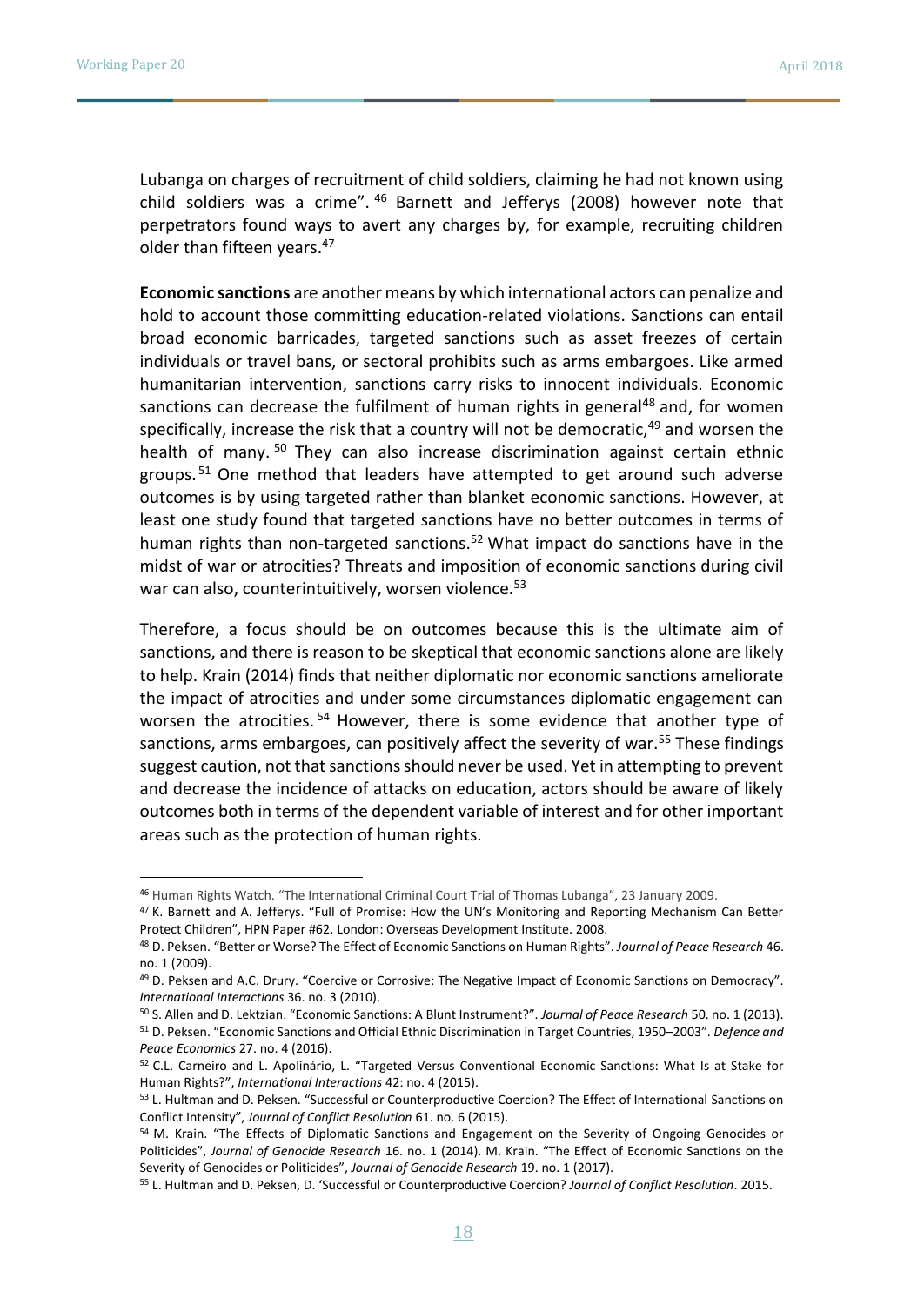Lubanga on charges of recruitment of child soldiers, claiming he had not known using child soldiers was a crime".[46] Barnett and Jefferys (2008) however note that perpetrators found ways to avert any charges by, for example, recruiting children older than fifteen years.[47]

**Economic sanctions** are another means by which international actors can penalize and hold to account those committing education-related violations. Sanctions can entail broad economic barricades, targeted sanctions such as asset freezes of certain individuals or travel bans, or sectoral prohibits such as arms embargoes. Like armed humanitarian intervention, sanctions carry risks to innocent individuals. Economic sanctions can decrease the fulfilment of human rights in general[48] and, for women specifically, increase the risk that a country will not be democratic,[49] and worsen the health of many.[50] They can also increase discrimination against certain ethnic groups.[51] One method that leaders have attempted to get around such adverse outcomes is by using targeted rather than blanket economic sanctions. However, at least one study found that targeted sanctions have no better outcomes in terms of human rights than non-targeted sanctions.[52] What impact do sanctions have in the midst of war or atrocities? Threats and imposition of economic sanctions during civil war can also, counterintuitively, worsen violence.[53]

Therefore, a focus should be on outcomes because this is the ultimate aim of sanctions, and there is reason to be skeptical that economic sanctions alone are likely to help. Krain (2014) finds that neither diplomatic nor economic sanctions ameliorate the impact of atrocities and under some circumstances diplomatic engagement can worsen the atrocities.[54] However, there is some evidence that another type of sanctions, arms embargoes, can positively affect the severity of war.[55] These findings suggest caution, not that sanctions should never be used. Yet in attempting to prevent and decrease the incidence of attacks on education, actors should be aware of likely outcomes both in terms of the dependent variable of interest and for other important areas such as the protection of human rights.

---

[46] Human Rights Watch. "The International Criminal Court Trial of Thomas Lubanga", 23 January 2009.

[47] K. Barnett and A. Jefferys. "Full of Promise: How the UN's Monitoring and Reporting Mechanism Can Better Protect Children", HPN Paper #62. London: Overseas Development Institute. 2008.

[48] D. Peksen. "Better or Worse? The Effect of Economic Sanctions on Human Rights". *Journal of Peace Research* 46. no. 1 (2009).

[49] D. Peksen and A.C. Drury. "Coercive or Corrosive: The Negative Impact of Economic Sanctions on Democracy". *International Interactions* 36. no. 3 (2010).

[50] S. Allen and D. Lektzian. "Economic Sanctions: A Blunt Instrument?". *Journal of Peace Research* 50. no. 1 (2013).

[51] D. Peksen. "Economic Sanctions and Official Ethnic Discrimination in Target Countries, 1950–2003". *Defence and Peace Economics* 27. no. 4 (2016).

[52] C.L. Carneiro and L. Apolinário, L. "Targeted Versus Conventional Economic Sanctions: What Is at Stake for Human Rights?", *International Interactions* 42: no. 4 (2015).

[53] L. Hultman and D. Peksen. "Successful or Counterproductive Coercion? The Effect of International Sanctions on Conflict Intensity", *Journal of Conflict Resolution* 61. no. 6 (2015).

[54] M. Krain. "The Effects of Diplomatic Sanctions and Engagement on the Severity of Ongoing Genocides or Politicides", *Journal of Genocide Research* 16. no. 1 (2014). M. Krain. "The Effect of Economic Sanctions on the Severity of Genocides or Politicides", *Journal of Genocide Research* 19. no. 1 (2017).

[55] L. Hultman and D. Peksen, D. 'Successful or Counterproductive Coercion? *Journal of Conflict Resolution*. 2015.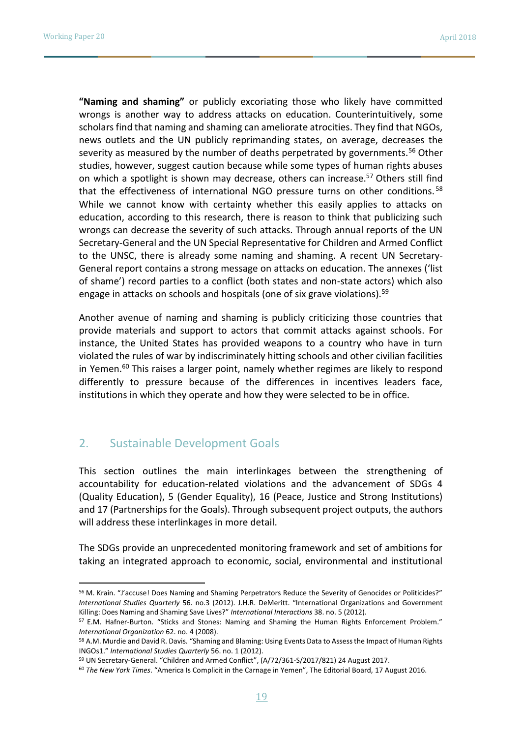**"Naming and shaming"** or publicly excoriating those who likely have committed wrongs is another way to address attacks on education. Counterintuitively, some scholars find that naming and shaming can ameliorate atrocities. They find that NGOs, news outlets and the UN publicly reprimanding states, on average, decreases the severity as measured by the number of deaths perpetrated by governments.[56] Other studies, however, suggest caution because while some types of human rights abuses on which a spotlight is shown may decrease, others can increase.[57] Others still find that the effectiveness of international NGO pressure turns on other conditions.[58] While we cannot know with certainty whether this easily applies to attacks on education, according to this research, there is reason to think that publicizing such wrongs can decrease the severity of such attacks. Through annual reports of the UN Secretary-General and the UN Special Representative for Children and Armed Conflict to the UNSC, there is already some naming and shaming. A recent UN Secretary-General report contains a strong message on attacks on education. The annexes ('list of shame') record parties to a conflict (both states and non-state actors) which also engage in attacks on schools and hospitals (one of six grave violations).[59]

Another avenue of naming and shaming is publicly criticizing those countries that provide materials and support to actors that commit attacks against schools. For instance, the United States has provided weapons to a country who have in turn violated the rules of war by indiscriminately hitting schools and other civilian facilities in Yemen.[60] This raises a larger point, namely whether regimes are likely to respond differently to pressure because of the differences in incentives leaders face, institutions in which they operate and how they were selected to be in office.

## 2. Sustainable Development Goals

This section outlines the main interlinkages between the strengthening of accountability for education-related violations and the advancement of SDGs 4 (Quality Education), 5 (Gender Equality), 16 (Peace, Justice and Strong Institutions) and 17 (Partnerships for the Goals). Through subsequent project outputs, the authors will address these interlinkages in more detail.

The SDGs provide an unprecedented monitoring framework and set of ambitions for taking an integrated approach to economic, social, environmental and institutional

---

[56] M. Krain. "J'accuse! Does Naming and Shaming Perpetrators Reduce the Severity of Genocides or Politicides?" *International Studies Quarterly* 56. no.3 (2012). J.H.R. DeMeritt. "International Organizations and Government Killing: Does Naming and Shaming Save Lives?" *International Interactions* 38. no. 5 (2012).

[57] E.M. Hafner-Burton. "Sticks and Stones: Naming and Shaming the Human Rights Enforcement Problem." *International Organization* 62. no. 4 (2008).

[58] A.M. Murdie and David R. Davis. "Shaming and Blaming: Using Events Data to Assess the Impact of Human Rights INGOs1." *International Studies Quarterly* 56. no. 1 (2012).

[59] UN Secretary-General. "Children and Armed Conflict", (A/72/361-S/2017/821) 24 August 2017.

[60] *The New York Times*. "America Is Complicit in the Carnage in Yemen", The Editorial Board, 17 August 2016.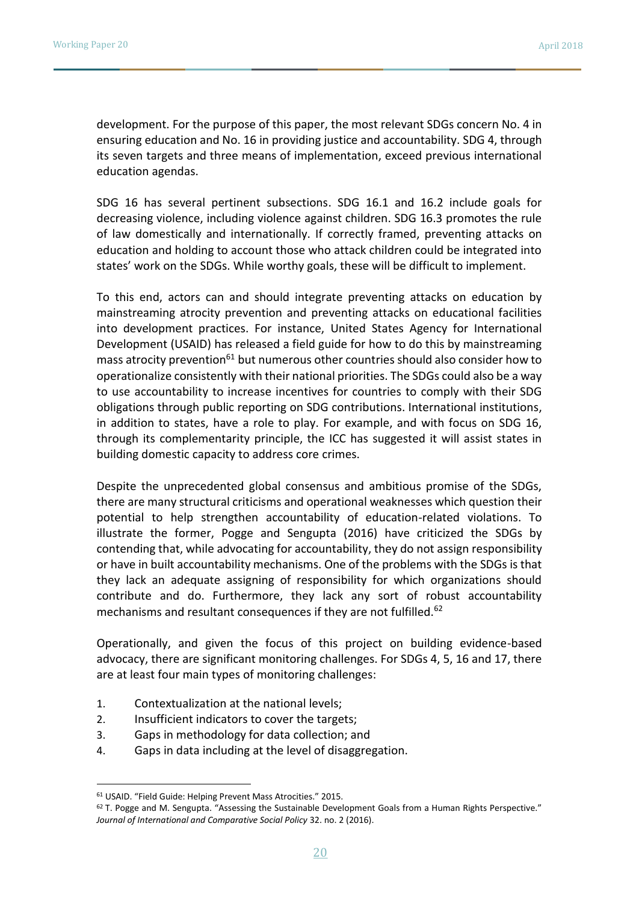development. For the purpose of this paper, the most relevant SDGs concern No. 4 in ensuring education and No. 16 in providing justice and accountability. SDG 4, through its seven targets and three means of implementation, exceed previous international education agendas.

SDG 16 has several pertinent subsections. SDG 16.1 and 16.2 include goals for decreasing violence, including violence against children. SDG 16.3 promotes the rule of law domestically and internationally. If correctly framed, preventing attacks on education and holding to account those who attack children could be integrated into states' work on the SDGs. While worthy goals, these will be difficult to implement.

To this end, actors can and should integrate preventing attacks on education by mainstreaming atrocity prevention and preventing attacks on educational facilities into development practices. For instance, United States Agency for International Development (USAID) has released a field guide for how to do this by mainstreaming mass atrocity prevention[61] but numerous other countries should also consider how to operationalize consistently with their national priorities. The SDGs could also be a way to use accountability to increase incentives for countries to comply with their SDG obligations through public reporting on SDG contributions. International institutions, in addition to states, have a role to play. For example, and with focus on SDG 16, through its complementarity principle, the ICC has suggested it will assist states in building domestic capacity to address core crimes.

Despite the unprecedented global consensus and ambitious promise of the SDGs, there are many structural criticisms and operational weaknesses which question their potential to help strengthen accountability of education-related violations. To illustrate the former, Pogge and Sengupta (2016) have criticized the SDGs by contending that, while advocating for accountability, they do not assign responsibility or have in built accountability mechanisms. One of the problems with the SDGs is that they lack an adequate assigning of responsibility for which organizations should contribute and do. Furthermore, they lack any sort of robust accountability mechanisms and resultant consequences if they are not fulfilled.[62]

Operationally, and given the focus of this project on building evidence-based advocacy, there are significant monitoring challenges. For SDGs 4, 5, 16 and 17, there are at least four main types of monitoring challenges:

1. Contextualization at the national levels;
2. Insufficient indicators to cover the targets;
3. Gaps in methodology for data collection; and
4. Gaps in data including at the level of disaggregation.

---

[61] USAID. "Field Guide: Helping Prevent Mass Atrocities." 2015.

[62] T. Pogge and M. Sengupta. "Assessing the Sustainable Development Goals from a Human Rights Perspective." *Journal of International and Comparative Social Policy* 32. no. 2 (2016).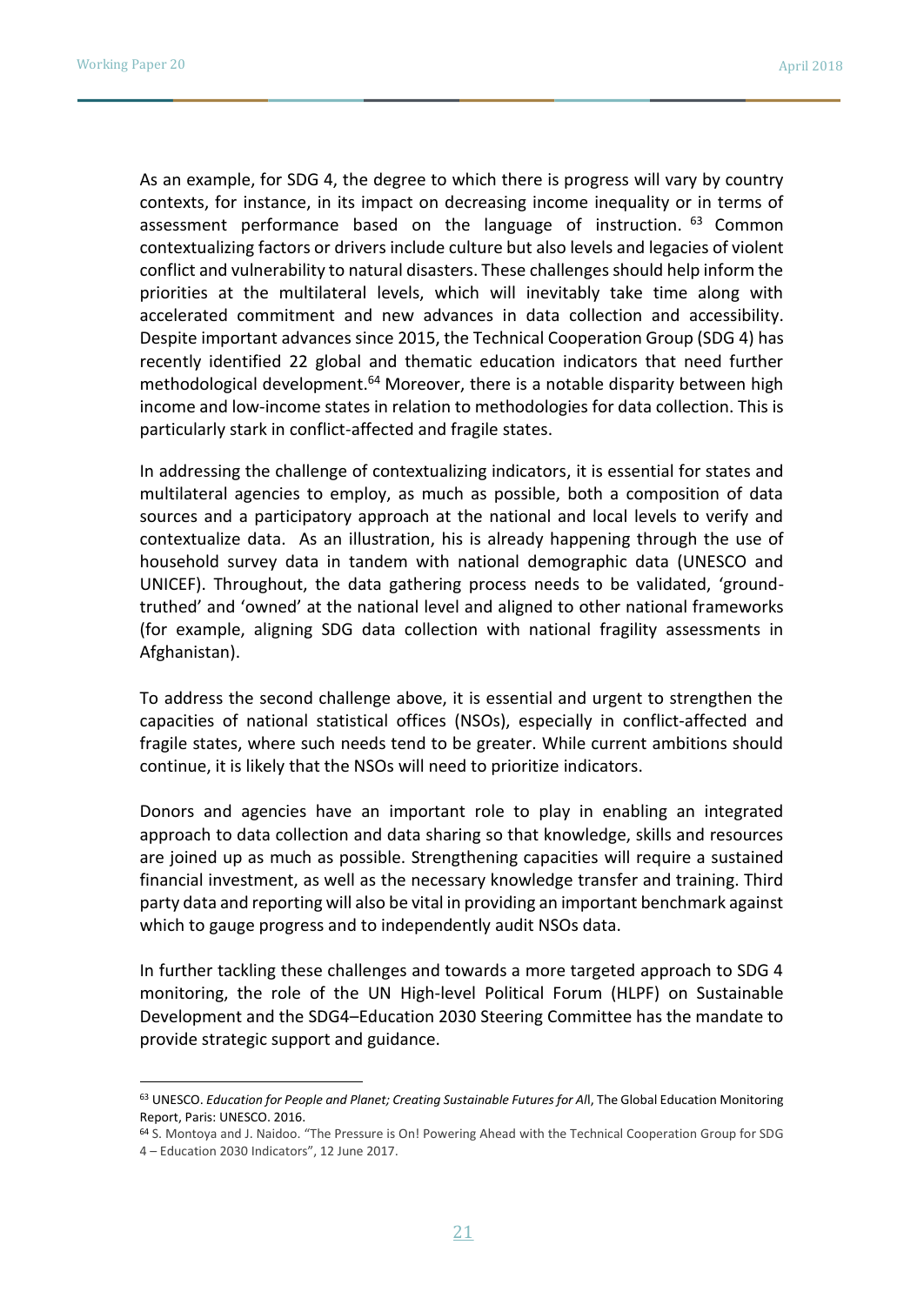As an example, for SDG 4, the degree to which there is progress will vary by country contexts, for instance, in its impact on decreasing income inequality or in terms of assessment performance based on the language of instruction.[63] Common contextualizing factors or drivers include culture but also levels and legacies of violent conflict and vulnerability to natural disasters. These challenges should help inform the priorities at the multilateral levels, which will inevitably take time along with accelerated commitment and new advances in data collection and accessibility. Despite important advances since 2015, the Technical Cooperation Group (SDG 4) has recently identified 22 global and thematic education indicators that need further methodological development.[64] Moreover, there is a notable disparity between high income and low-income states in relation to methodologies for data collection. This is particularly stark in conflict-affected and fragile states.

In addressing the challenge of contextualizing indicators, it is essential for states and multilateral agencies to employ, as much as possible, both a composition of data sources and a participatory approach at the national and local levels to verify and contextualize data. As an illustration, his is already happening through the use of household survey data in tandem with national demographic data (UNESCO and UNICEF). Throughout, the data gathering process needs to be validated, 'ground-truthed' and 'owned' at the national level and aligned to other national frameworks (for example, aligning SDG data collection with national fragility assessments in Afghanistan).

To address the second challenge above, it is essential and urgent to strengthen the capacities of national statistical offices (NSOs), especially in conflict-affected and fragile states, where such needs tend to be greater. While current ambitions should continue, it is likely that the NSOs will need to prioritize indicators.

Donors and agencies have an important role to play in enabling an integrated approach to data collection and data sharing so that knowledge, skills and resources are joined up as much as possible. Strengthening capacities will require a sustained financial investment, as well as the necessary knowledge transfer and training. Third party data and reporting will also be vital in providing an important benchmark against which to gauge progress and to independently audit NSOs data.

In further tackling these challenges and towards a more targeted approach to SDG 4 monitoring, the role of the UN High-level Political Forum (HLPF) on Sustainable Development and the SDG4–Education 2030 Steering Committee has the mandate to provide strategic support and guidance.

---

[63] UNESCO. *Education for People and Planet; Creating Sustainable Futures for All*, The Global Education Monitoring Report, Paris: UNESCO. 2016.

[64] S. Montoya and J. Naidoo. "The Pressure is On! Powering Ahead with the Technical Cooperation Group for SDG 4 – Education 2030 Indicators", 12 June 2017.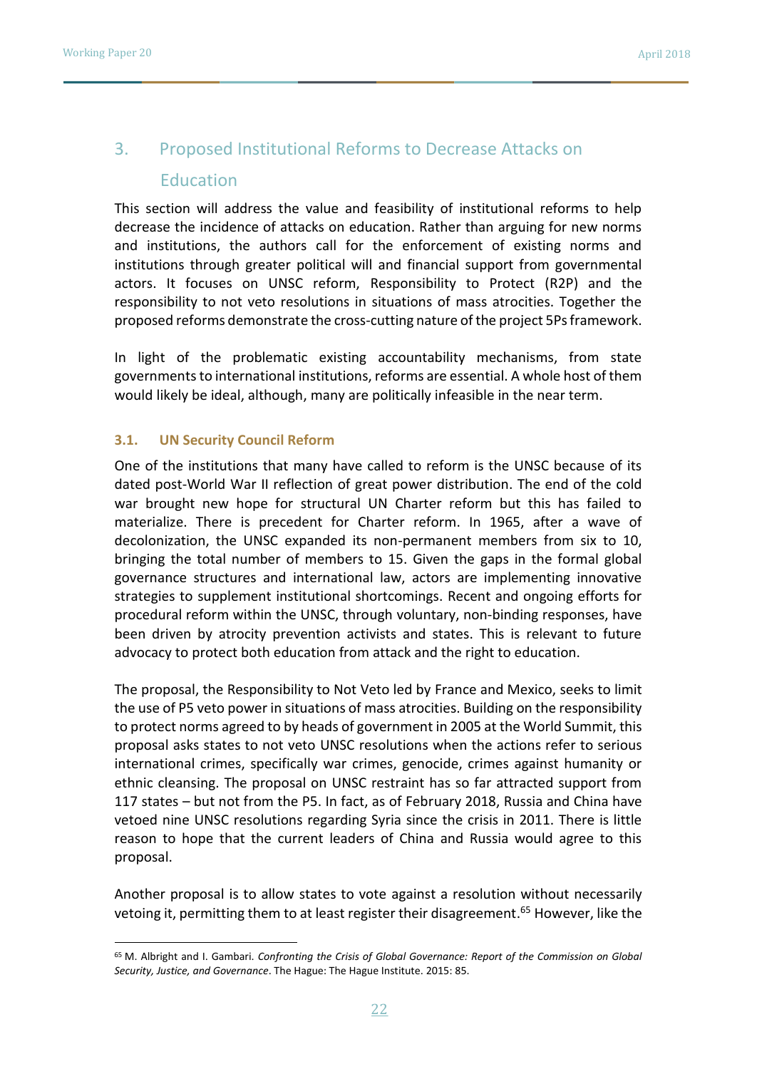## 3. Proposed Institutional Reforms to Decrease Attacks on Education

This section will address the value and feasibility of institutional reforms to help decrease the incidence of attacks on education. Rather than arguing for new norms and institutions, the authors call for the enforcement of existing norms and institutions through greater political will and financial support from governmental actors. It focuses on UNSC reform, Responsibility to Protect (R2P) and the responsibility to not veto resolutions in situations of mass atrocities. Together the proposed reforms demonstrate the cross-cutting nature of the project 5Ps framework.

In light of the problematic existing accountability mechanisms, from state governments to international institutions, reforms are essential. A whole host of them would likely be ideal, although, many are politically infeasible in the near term.

### 3.1. UN Security Council Reform

One of the institutions that many have called to reform is the UNSC because of its dated post-World War II reflection of great power distribution. The end of the cold war brought new hope for structural UN Charter reform but this has failed to materialize. There is precedent for Charter reform. In 1965, after a wave of decolonization, the UNSC expanded its non-permanent members from six to 10, bringing the total number of members to 15. Given the gaps in the formal global governance structures and international law, actors are implementing innovative strategies to supplement institutional shortcomings. Recent and ongoing efforts for procedural reform within the UNSC, through voluntary, non-binding responses, have been driven by atrocity prevention activists and states. This is relevant to future advocacy to protect both education from attack and the right to education.

The proposal, the Responsibility to Not Veto led by France and Mexico, seeks to limit the use of P5 veto power in situations of mass atrocities. Building on the responsibility to protect norms agreed to by heads of government in 2005 at the World Summit, this proposal asks states to not veto UNSC resolutions when the actions refer to serious international crimes, specifically war crimes, genocide, crimes against humanity or ethnic cleansing. The proposal on UNSC restraint has so far attracted support from 117 states – but not from the P5. In fact, as of February 2018, Russia and China have vetoed nine UNSC resolutions regarding Syria since the crisis in 2011. There is little reason to hope that the current leaders of China and Russia would agree to this proposal.

Another proposal is to allow states to vote against a resolution without necessarily vetoing it, permitting them to at least register their disagreement.[65] However, like the

[65] M. Albright and I. Gambari. *Confronting the Crisis of Global Governance: Report of the Commission on Global Security, Justice, and Governance*. The Hague: The Hague Institute. 2015: 85.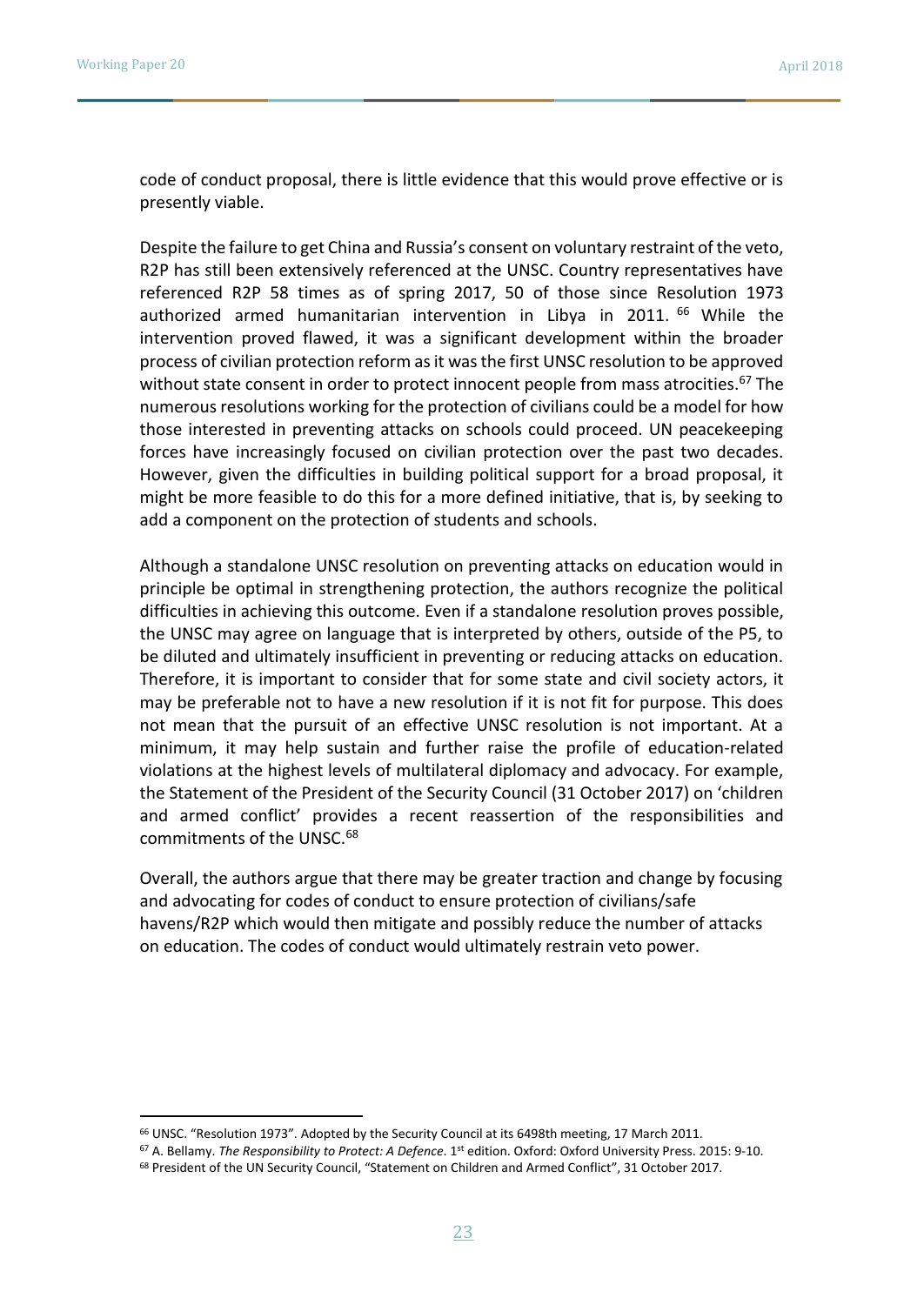code of conduct proposal, there is little evidence that this would prove effective or is presently viable.

Despite the failure to get China and Russia's consent on voluntary restraint of the veto, R2P has still been extensively referenced at the UNSC. Country representatives have referenced R2P 58 times as of spring 2017, 50 of those since Resolution 1973 authorized armed humanitarian intervention in Libya in 2011.[66] While the intervention proved flawed, it was a significant development within the broader process of civilian protection reform as it was the first UNSC resolution to be approved without state consent in order to protect innocent people from mass atrocities.[67] The numerous resolutions working for the protection of civilians could be a model for how those interested in preventing attacks on schools could proceed. UN peacekeeping forces have increasingly focused on civilian protection over the past two decades. However, given the difficulties in building political support for a broad proposal, it might be more feasible to do this for a more defined initiative, that is, by seeking to add a component on the protection of students and schools.

Although a standalone UNSC resolution on preventing attacks on education would in principle be optimal in strengthening protection, the authors recognize the political difficulties in achieving this outcome. Even if a standalone resolution proves possible, the UNSC may agree on language that is interpreted by others, outside of the P5, to be diluted and ultimately insufficient in preventing or reducing attacks on education. Therefore, it is important to consider that for some state and civil society actors, it may be preferable not to have a new resolution if it is not fit for purpose. This does not mean that the pursuit of an effective UNSC resolution is not important. At a minimum, it may help sustain and further raise the profile of education-related violations at the highest levels of multilateral diplomacy and advocacy. For example, the Statement of the President of the Security Council (31 October 2017) on 'children and armed conflict' provides a recent reassertion of the responsibilities and commitments of the UNSC.[68]

Overall, the authors argue that there may be greater traction and change by focusing and advocating for codes of conduct to ensure protection of civilians/safe havens/R2P which would then mitigate and possibly reduce the number of attacks on education. The codes of conduct would ultimately restrain veto power.

---

[66] UNSC. "Resolution 1973". Adopted by the Security Council at its 6498th meeting, 17 March 2011.

[67] A. Bellamy. *The Responsibility to Protect: A Defence*. 1st edition. Oxford: Oxford University Press. 2015: 9-10.

[68] President of the UN Security Council, "Statement on Children and Armed Conflict", 31 October 2017.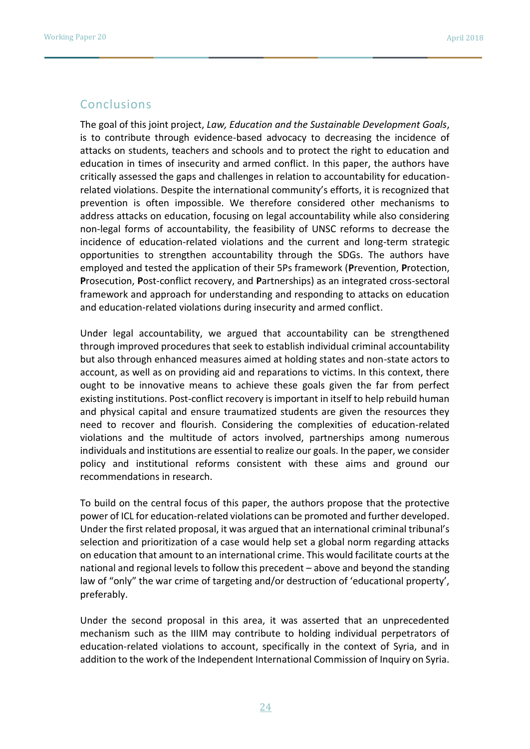## Conclusions

The goal of this joint project, *Law, Education and the Sustainable Development Goals*, is to contribute through evidence-based advocacy to decreasing the incidence of attacks on students, teachers and schools and to protect the right to education and education in times of insecurity and armed conflict. In this paper, the authors have critically assessed the gaps and challenges in relation to accountability for education-related violations. Despite the international community's efforts, it is recognized that prevention is often impossible. We therefore considered other mechanisms to address attacks on education, focusing on legal accountability while also considering non-legal forms of accountability, the feasibility of UNSC reforms to decrease the incidence of education-related violations and the current and long-term strategic opportunities to strengthen accountability through the SDGs. The authors have employed and tested the application of their 5Ps framework (**P**revention, **P**rotection, **P**rosecution, **P**ost-conflict recovery, and **P**artnerships) as an integrated cross-sectoral framework and approach for understanding and responding to attacks on education and education-related violations during insecurity and armed conflict.

Under legal accountability, we argued that accountability can be strengthened through improved procedures that seek to establish individual criminal accountability but also through enhanced measures aimed at holding states and non-state actors to account, as well as on providing aid and reparations to victims. In this context, there ought to be innovative means to achieve these goals given the far from perfect existing institutions. Post-conflict recovery is important in itself to help rebuild human and physical capital and ensure traumatized students are given the resources they need to recover and flourish. Considering the complexities of education-related violations and the multitude of actors involved, partnerships among numerous individuals and institutions are essential to realize our goals. In the paper, we consider policy and institutional reforms consistent with these aims and ground our recommendations in research.

To build on the central focus of this paper, the authors propose that the protective power of ICL for education-related violations can be promoted and further developed. Under the first related proposal, it was argued that an international criminal tribunal's selection and prioritization of a case would help set a global norm regarding attacks on education that amount to an international crime. This would facilitate courts at the national and regional levels to follow this precedent – above and beyond the standing law of "only" the war crime of targeting and/or destruction of 'educational property', preferably.

Under the second proposal in this area, it was asserted that an unprecedented mechanism such as the IIIM may contribute to holding individual perpetrators of education-related violations to account, specifically in the context of Syria, and in addition to the work of the Independent International Commission of Inquiry on Syria.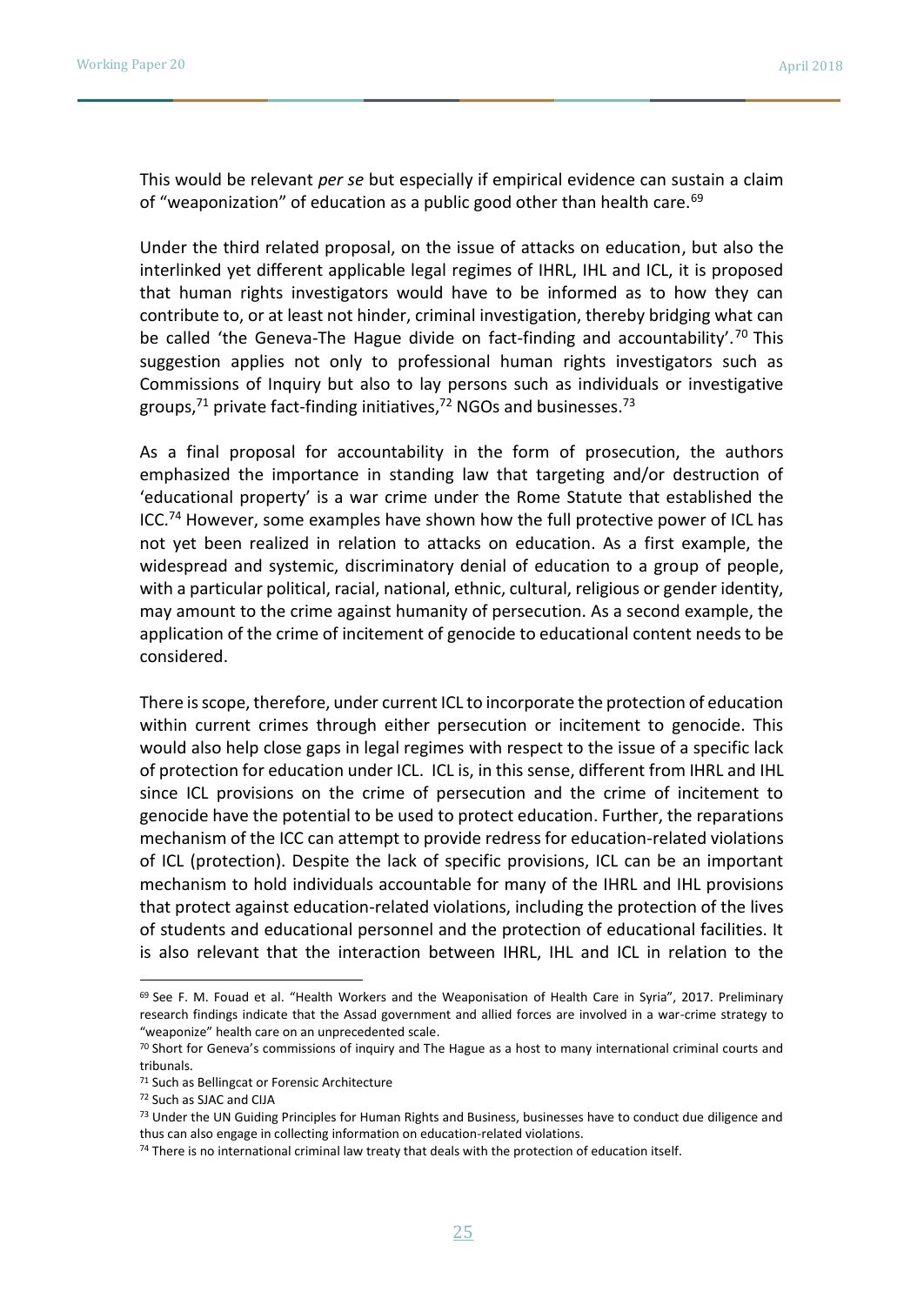This would be relevant *per se* but especially if empirical evidence can sustain a claim of "weaponization" of education as a public good other than health care.[69]

Under the third related proposal, on the issue of attacks on education, but also the interlinked yet different applicable legal regimes of IHRL, IHL and ICL, it is proposed that human rights investigators would have to be informed as to how they can contribute to, or at least not hinder, criminal investigation, thereby bridging what can be called 'the Geneva-The Hague divide on fact-finding and accountability'.[70] This suggestion applies not only to professional human rights investigators such as Commissions of Inquiry but also to lay persons such as individuals or investigative groups,[71] private fact-finding initiatives,[72] NGOs and businesses.[73]

As a final proposal for accountability in the form of prosecution, the authors emphasized the importance in standing law that targeting and/or destruction of 'educational property' is a war crime under the Rome Statute that established the ICC.[74] However, some examples have shown how the full protective power of ICL has not yet been realized in relation to attacks on education. As a first example, the widespread and systemic, discriminatory denial of education to a group of people, with a particular political, racial, national, ethnic, cultural, religious or gender identity, may amount to the crime against humanity of persecution. As a second example, the application of the crime of incitement of genocide to educational content needs to be considered.

There is scope, therefore, under current ICL to incorporate the protection of education within current crimes through either persecution or incitement to genocide. This would also help close gaps in legal regimes with respect to the issue of a specific lack of protection for education under ICL. ICL is, in this sense, different from IHRL and IHL since ICL provisions on the crime of persecution and the crime of incitement to genocide have the potential to be used to protect education. Further, the reparations mechanism of the ICC can attempt to provide redress for education-related violations of ICL (protection). Despite the lack of specific provisions, ICL can be an important mechanism to hold individuals accountable for many of the IHRL and IHL provisions that protect against education-related violations, including the protection of the lives of students and educational personnel and the protection of educational facilities. It is also relevant that the interaction between IHRL, IHL and ICL in relation to the

---

[69] See F. M. Fouad et al. "Health Workers and the Weaponisation of Health Care in Syria", 2017. Preliminary research findings indicate that the Assad government and allied forces are involved in a war-crime strategy to "weaponize" health care on an unprecedented scale.

[70] Short for Geneva's commissions of inquiry and The Hague as a host to many international criminal courts and tribunals.

[71] Such as Bellingcat or Forensic Architecture

[72] Such as SJAC and CIJA

[73] Under the UN Guiding Principles for Human Rights and Business, businesses have to conduct due diligence and thus can also engage in collecting information on education-related violations.

[74] There is no international criminal law treaty that deals with the protection of education itself.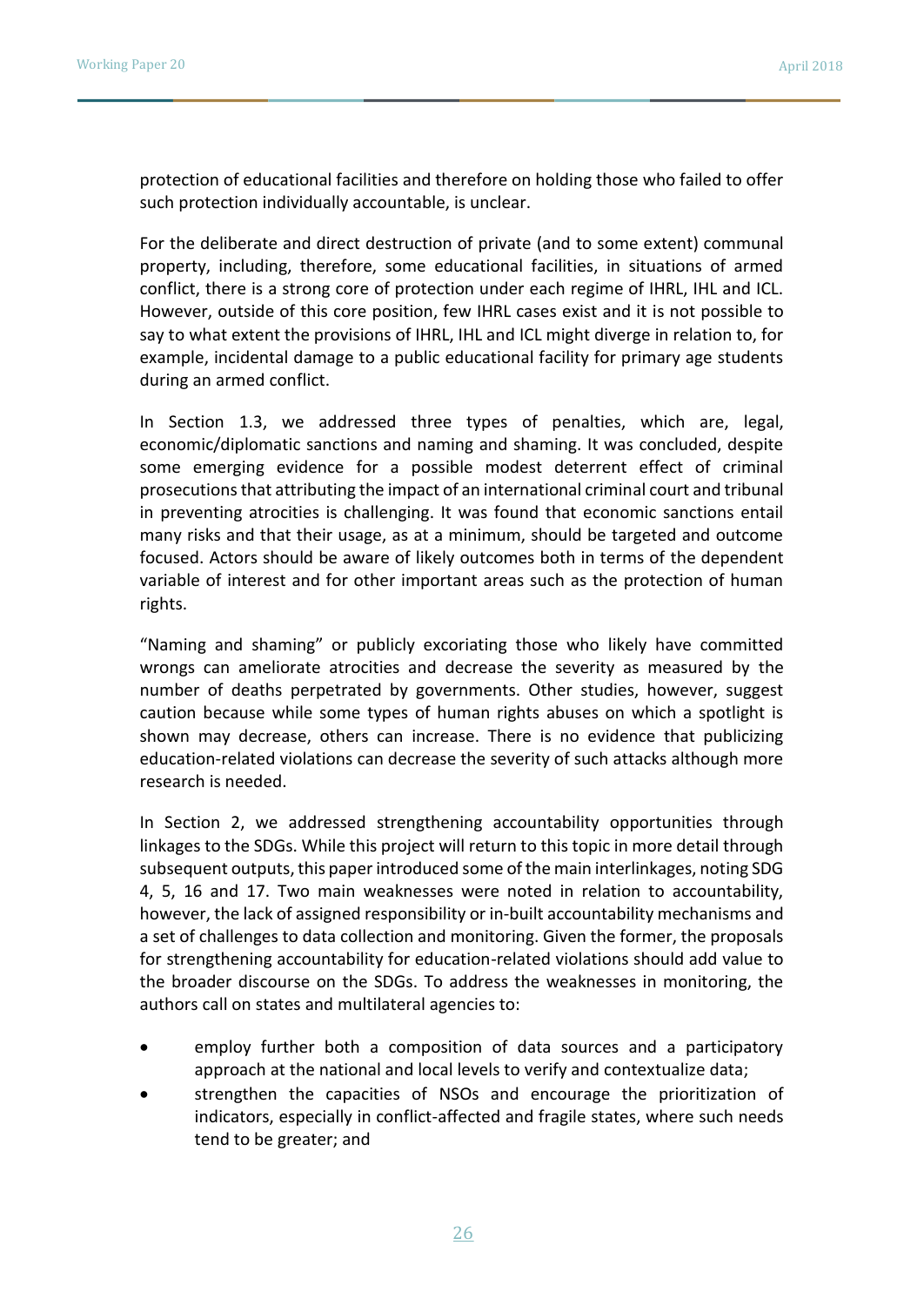protection of educational facilities and therefore on holding those who failed to offer such protection individually accountable, is unclear.

For the deliberate and direct destruction of private (and to some extent) communal property, including, therefore, some educational facilities, in situations of armed conflict, there is a strong core of protection under each regime of IHRL, IHL and ICL. However, outside of this core position, few IHRL cases exist and it is not possible to say to what extent the provisions of IHRL, IHL and ICL might diverge in relation to, for example, incidental damage to a public educational facility for primary age students during an armed conflict.

In Section 1.3, we addressed three types of penalties, which are, legal, economic/diplomatic sanctions and naming and shaming. It was concluded, despite some emerging evidence for a possible modest deterrent effect of criminal prosecutions that attributing the impact of an international criminal court and tribunal in preventing atrocities is challenging. It was found that economic sanctions entail many risks and that their usage, as at a minimum, should be targeted and outcome focused. Actors should be aware of likely outcomes both in terms of the dependent variable of interest and for other important areas such as the protection of human rights.

"Naming and shaming" or publicly excoriating those who likely have committed wrongs can ameliorate atrocities and decrease the severity as measured by the number of deaths perpetrated by governments. Other studies, however, suggest caution because while some types of human rights abuses on which a spotlight is shown may decrease, others can increase. There is no evidence that publicizing education-related violations can decrease the severity of such attacks although more research is needed.

In Section 2, we addressed strengthening accountability opportunities through linkages to the SDGs. While this project will return to this topic in more detail through subsequent outputs, this paper introduced some of the main interlinkages, noting SDG 4, 5, 16 and 17. Two main weaknesses were noted in relation to accountability, however, the lack of assigned responsibility or in-built accountability mechanisms and a set of challenges to data collection and monitoring. Given the former, the proposals for strengthening accountability for education-related violations should add value to the broader discourse on the SDGs. To address the weaknesses in monitoring, the authors call on states and multilateral agencies to:

- employ further both a composition of data sources and a participatory approach at the national and local levels to verify and contextualize data;
- strengthen the capacities of NSOs and encourage the prioritization of indicators, especially in conflict-affected and fragile states, where such needs tend to be greater; and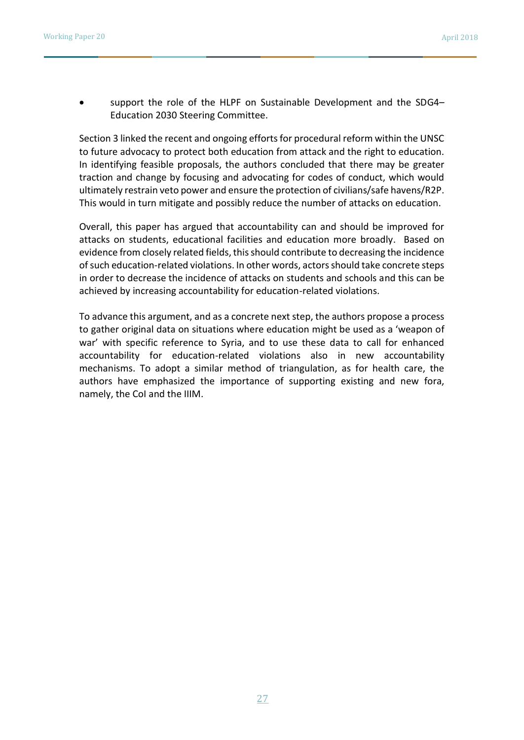- support the role of the HLPF on Sustainable Development and the SDG4–Education 2030 Steering Committee.

Section 3 linked the recent and ongoing efforts for procedural reform within the UNSC to future advocacy to protect both education from attack and the right to education. In identifying feasible proposals, the authors concluded that there may be greater traction and change by focusing and advocating for codes of conduct, which would ultimately restrain veto power and ensure the protection of civilians/safe havens/R2P. This would in turn mitigate and possibly reduce the number of attacks on education.

Overall, this paper has argued that accountability can and should be improved for attacks on students, educational facilities and education more broadly. Based on evidence from closely related fields, this should contribute to decreasing the incidence of such education-related violations. In other words, actors should take concrete steps in order to decrease the incidence of attacks on students and schools and this can be achieved by increasing accountability for education-related violations.

To advance this argument, and as a concrete next step, the authors propose a process to gather original data on situations where education might be used as a 'weapon of war' with specific reference to Syria, and to use these data to call for enhanced accountability for education-related violations also in new accountability mechanisms. To adopt a similar method of triangulation, as for health care, the authors have emphasized the importance of supporting existing and new fora, namely, the CoI and the IIIM.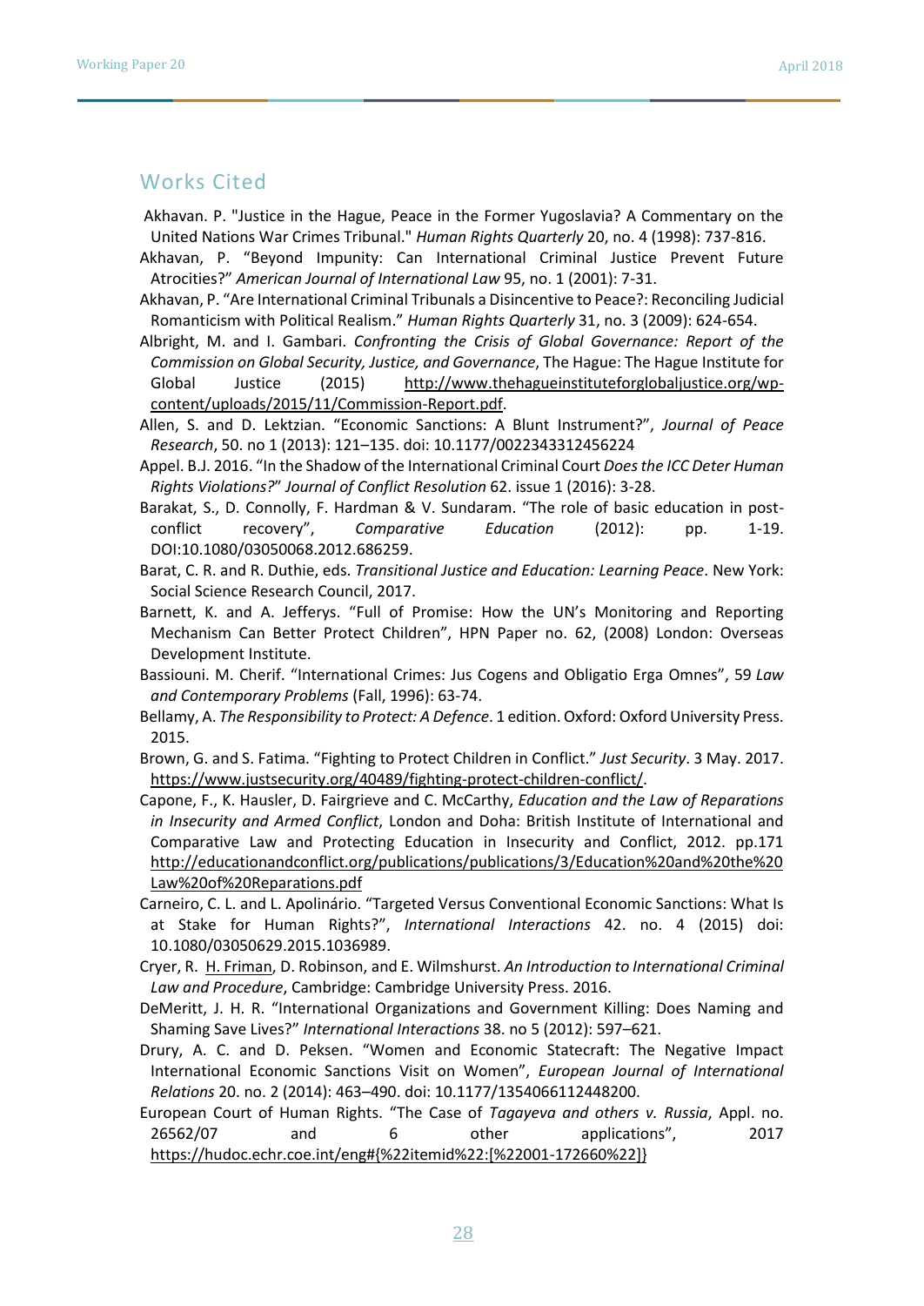## Works Cited

Akhavan. P. "Justice in the Hague, Peace in the Former Yugoslavia? A Commentary on the United Nations War Crimes Tribunal." *Human Rights Quarterly* 20, no. 4 (1998): 737-816.

Akhavan, P. "Beyond Impunity: Can International Criminal Justice Prevent Future Atrocities?" *American Journal of International Law* 95, no. 1 (2001): 7-31.

Akhavan, P. "Are International Criminal Tribunals a Disincentive to Peace?: Reconciling Judicial Romanticism with Political Realism." *Human Rights Quarterly* 31, no. 3 (2009): 624-654.

Albright, M. and I. Gambari. *Confronting the Crisis of Global Governance: Report of the Commission on Global Security, Justice, and Governance*, The Hague: The Hague Institute for Global Justice (2015) http://www.thehagueinstituteforglobaljustice.org/wp-content/uploads/2015/11/Commission-Report.pdf.

Allen, S. and D. Lektzian. "Economic Sanctions: A Blunt Instrument?", *Journal of Peace Research*, 50. no 1 (2013): 121–135. doi: 10.1177/0022343312456224

Appel. B.J. 2016. "In the Shadow of the International Criminal Court *Does the ICC Deter Human Rights Violations?*" *Journal of Conflict Resolution* 62. issue 1 (2016): 3-28.

Barakat, S., D. Connolly, F. Hardman & V. Sundaram. "The role of basic education in post-conflict recovery", *Comparative Education* (2012): pp. 1-19. DOI:10.1080/03050068.2012.686259.

Barat, C. R. and R. Duthie, eds. *Transitional Justice and Education: Learning Peace*. New York: Social Science Research Council, 2017.

Barnett, K. and A. Jefferys. "Full of Promise: How the UN's Monitoring and Reporting Mechanism Can Better Protect Children", HPN Paper no. 62, (2008) London: Overseas Development Institute.

Bassiouni. M. Cherif. "International Crimes: Jus Cogens and Obligatio Erga Omnes", 59 *Law and Contemporary Problems* (Fall, 1996): 63-74.

Bellamy, A. *The Responsibility to Protect: A Defence*. 1 edition. Oxford: Oxford University Press. 2015.

Brown, G. and S. Fatima. "Fighting to Protect Children in Conflict." *Just Security*. 3 May. 2017. https://www.justsecurity.org/40489/fighting-protect-children-conflict/.

Capone, F., K. Hausler, D. Fairgrieve and C. McCarthy, *Education and the Law of Reparations in Insecurity and Armed Conflict*, London and Doha: British Institute of International and Comparative Law and Protecting Education in Insecurity and Conflict, 2012. pp.171 http://educationandconflict.org/publications/publications/3/Education%20and%20the%20Law%20of%20Reparations.pdf

Carneiro, C. L. and L. Apolinário. "Targeted Versus Conventional Economic Sanctions: What Is at Stake for Human Rights?", *International Interactions* 42. no. 4 (2015) doi: 10.1080/03050629.2015.1036989.

Cryer, R. H. Friman, D. Robinson, and E. Wilmshurst. *An Introduction to International Criminal Law and Procedure*, Cambridge: Cambridge University Press. 2016.

DeMeritt, J. H. R. "International Organizations and Government Killing: Does Naming and Shaming Save Lives?" *International Interactions* 38. no 5 (2012): 597–621.

Drury, A. C. and D. Peksen. "Women and Economic Statecraft: The Negative Impact International Economic Sanctions Visit on Women", *European Journal of International Relations* 20. no. 2 (2014): 463–490. doi: 10.1177/1354066112448200.

European Court of Human Rights. "The Case of *Tagayeva and others v. Russia*, Appl. no. 26562/07 and 6 other applications", 2017 https://hudoc.echr.coe.int/eng#{%22itemid%22:[%22001-172660%22]}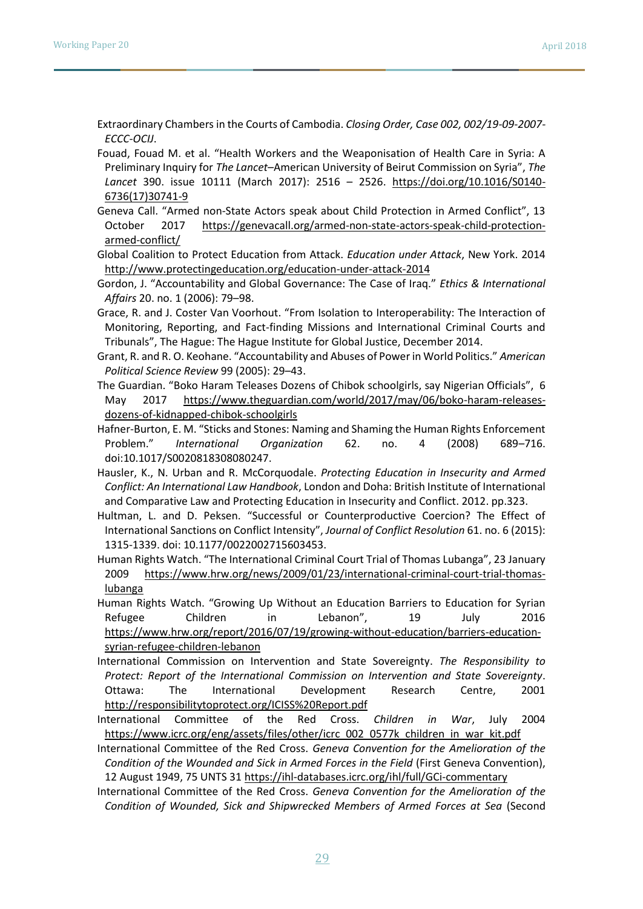Extraordinary Chambers in the Courts of Cambodia. *Closing Order, Case 002, 002/19-09-2007-ECCC-OCIJ*.

Fouad, Fouad M. et al. "Health Workers and the Weaponisation of Health Care in Syria: A Preliminary Inquiry for *The Lancet*–American University of Beirut Commission on Syria", *The Lancet* 390. issue 10111 (March 2017): 2516 – 2526. https://doi.org/10.1016/S0140-6736(17)30741-9

Geneva Call. "Armed non-State Actors speak about Child Protection in Armed Conflict", 13 October 2017 https://genevacall.org/armed-non-state-actors-speak-child-protection-armed-conflict/

Global Coalition to Protect Education from Attack. *Education under Attack*, New York. 2014 http://www.protectingeducation.org/education-under-attack-2014

Gordon, J. "Accountability and Global Governance: The Case of Iraq." *Ethics & International Affairs* 20. no. 1 (2006): 79–98.

Grace, R. and J. Coster Van Voorhout. "From Isolation to Interoperability: The Interaction of Monitoring, Reporting, and Fact-finding Missions and International Criminal Courts and Tribunals", The Hague: The Hague Institute for Global Justice, December 2014.

Grant, R. and R. O. Keohane. "Accountability and Abuses of Power in World Politics." *American Political Science Review* 99 (2005): 29–43.

The Guardian. "Boko Haram Teleases Dozens of Chibok schoolgirls, say Nigerian Officials", 6 May 2017 https://www.theguardian.com/world/2017/may/06/boko-haram-releases-dozens-of-kidnapped-chibok-schoolgirls

Hafner-Burton, E. M. "Sticks and Stones: Naming and Shaming the Human Rights Enforcement Problem." *International Organization* 62. no. 4 (2008) 689–716. doi:10.1017/S0020818308080247.

Hausler, K., N. Urban and R. McCorquodale. *Protecting Education in Insecurity and Armed Conflict: An International Law Handbook*, London and Doha: British Institute of International and Comparative Law and Protecting Education in Insecurity and Conflict. 2012. pp.323.

Hultman, L. and D. Peksen. "Successful or Counterproductive Coercion? The Effect of International Sanctions on Conflict Intensity", *Journal of Conflict Resolution* 61. no. 6 (2015): 1315-1339. doi: 10.1177/0022002715603453.

Human Rights Watch. "The International Criminal Court Trial of Thomas Lubanga", 23 January 2009 https://www.hrw.org/news/2009/01/23/international-criminal-court-trial-thomas-lubanga

Human Rights Watch. "Growing Up Without an Education Barriers to Education for Syrian Refugee Children in Lebanon", 19 July 2016 https://www.hrw.org/report/2016/07/19/growing-without-education/barriers-education-syrian-refugee-children-lebanon

International Commission on Intervention and State Sovereignty. *The Responsibility to Protect: Report of the International Commission on Intervention and State Sovereignty*. Ottawa: The International Development Research Centre, 2001 http://responsibilitytoprotect.org/ICISS%20Report.pdf

International Committee of the Red Cross. *Children in War*, July 2004 https://www.icrc.org/eng/assets/files/other/icrc_002_0577k_children_in_war_kit.pdf

International Committee of the Red Cross. *Geneva Convention for the Amelioration of the Condition of the Wounded and Sick in Armed Forces in the Field* (First Geneva Convention), 12 August 1949, 75 UNTS 31 https://ihl-databases.icrc.org/ihl/full/GCi-commentary

International Committee of the Red Cross. *Geneva Convention for the Amelioration of the Condition of Wounded, Sick and Shipwrecked Members of Armed Forces at Sea* (Second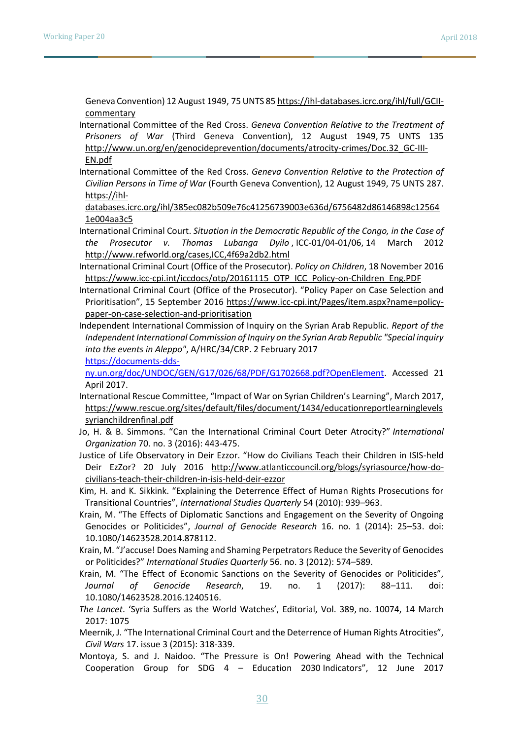Geneva Convention) 12 August 1949, 75 UNTS 85 https://ihl-databases.icrc.org/ihl/full/GCII-commentary

International Committee of the Red Cross. *Geneva Convention Relative to the Treatment of Prisoners of War* (Third Geneva Convention), 12 August 1949, 75 UNTS 135 http://www.un.org/en/genocideprevention/documents/atrocity-crimes/Doc.32_GC-III-EN.pdf

International Committee of the Red Cross. *Geneva Convention Relative to the Protection of Civilian Persons in Time of War* (Fourth Geneva Convention), 12 August 1949, 75 UNTS 287. https://ihl-databases.icrc.org/ihl/385ec082b509e76c41256739003e636d/6756482d86146898c125641e004aa3c5

International Criminal Court. *Situation in the Democratic Republic of the Congo, in the Case of the Prosecutor v. Thomas Lubanga Dyilo* , ICC-01/04-01/06, 14 March 2012 http://www.refworld.org/cases,ICC,4f69a2db2.html

International Criminal Court (Office of the Prosecutor). *Policy on Children*, 18 November 2016 https://www.icc-cpi.int/iccdocs/otp/20161115_OTP_ICC_Policy-on-Children_Eng.PDF

International Criminal Court (Office of the Prosecutor). "Policy Paper on Case Selection and Prioritisation", 15 September 2016 https://www.icc-cpi.int/Pages/item.aspx?name=policy-paper-on-case-selection-and-prioritisation

Independent International Commission of Inquiry on the Syrian Arab Republic. *Report of the Independent International Commission of Inquiry on the Syrian Arab Republic "Special inquiry into the events in Aleppo"*, A/HRC/34/CRP. 2 February 2017 https://documents-dds-ny.un.org/doc/UNDOC/GEN/G17/026/68/PDF/G1702668.pdf?OpenElement. Accessed 21 April 2017.

International Rescue Committee, "Impact of War on Syrian Children's Learning", March 2017, https://www.rescue.org/sites/default/files/document/1434/educationreportlearninglevelssyrianchildrenfinal.pdf

Jo, H. & B. Simmons. "Can the International Criminal Court Deter Atrocity?" *International Organization* 70. no. 3 (2016): 443-475.

Justice of Life Observatory in Deir Ezzor. "How do Civilians Teach their Children in ISIS-held Deir EzZor? 20 July 2016 http://www.atlanticcouncil.org/blogs/syriasource/how-do-civilians-teach-their-children-in-isis-held-deir-ezzor

Kim, H. and K. Sikkink. "Explaining the Deterrence Effect of Human Rights Prosecutions for Transitional Countries", *International Studies Quarterly* 54 (2010): 939–963.

Krain, M. "The Effects of Diplomatic Sanctions and Engagement on the Severity of Ongoing Genocides or Politicides", *Journal of Genocide Research* 16. no. 1 (2014): 25–53. doi: 10.1080/14623528.2014.878112.

Krain, M. "J'accuse! Does Naming and Shaming Perpetrators Reduce the Severity of Genocides or Politicides?" *International Studies Quarterly* 56. no. 3 (2012): 574–589.

Krain, M. "The Effect of Economic Sanctions on the Severity of Genocides or Politicides", *Journal of Genocide Research*, 19. no. 1 (2017): 88–111. doi: 10.1080/14623528.2016.1240516.

*The Lancet*. 'Syria Suffers as the World Watches', Editorial, Vol. 389, no. 10074, 14 March 2017: 1075

Meernik, J. "The International Criminal Court and the Deterrence of Human Rights Atrocities", *Civil Wars* 17. issue 3 (2015): 318-339.

Montoya, S. and J. Naidoo. "The Pressure is On! Powering Ahead with the Technical Cooperation Group for SDG 4 – Education 2030 Indicators", 12 June 2017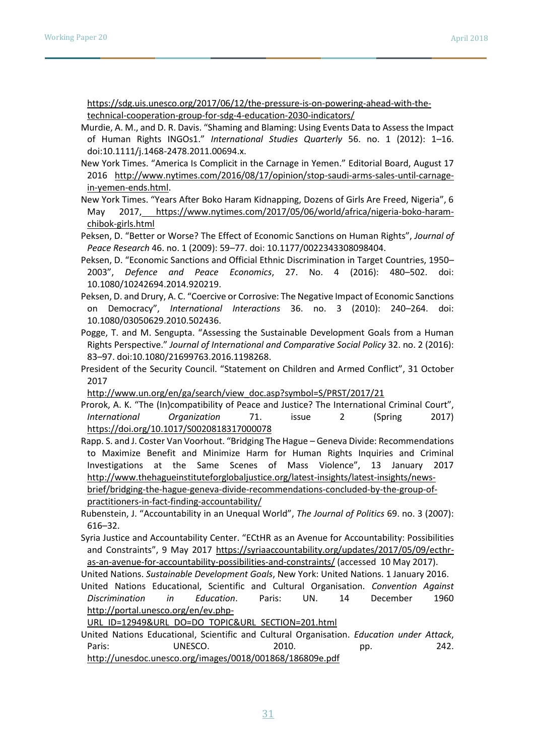https://sdg.uis.unesco.org/2017/06/12/the-pressure-is-on-powering-ahead-with-the-technical-cooperation-group-for-sdg-4-education-2030-indicators/

Murdie, A. M., and D. R. Davis. "Shaming and Blaming: Using Events Data to Assess the Impact of Human Rights INGOs1." *International Studies Quarterly* 56. no. 1 (2012): 1–16. doi:10.1111/j.1468-2478.2011.00694.x.

New York Times. "America Is Complicit in the Carnage in Yemen." Editorial Board, August 17 2016 http://www.nytimes.com/2016/08/17/opinion/stop-saudi-arms-sales-until-carnage-in-yemen-ends.html.

New York Times. "Years After Boko Haram Kidnapping, Dozens of Girls Are Freed, Nigeria", 6 May 2017, https://www.nytimes.com/2017/05/06/world/africa/nigeria-boko-haram-chibok-girls.html

Peksen, D. "Better or Worse? The Effect of Economic Sanctions on Human Rights", *Journal of Peace Research* 46. no. 1 (2009): 59–77. doi: 10.1177/0022343308098404.

Peksen, D. "Economic Sanctions and Official Ethnic Discrimination in Target Countries, 1950–2003", *Defence and Peace Economics*, 27. No. 4 (2016): 480–502. doi: 10.1080/10242694.2014.920219.

Peksen, D. and Drury, A. C. "Coercive or Corrosive: The Negative Impact of Economic Sanctions on Democracy", *International Interactions* 36. no. 3 (2010): 240–264. doi: 10.1080/03050629.2010.502436.

Pogge, T. and M. Sengupta. "Assessing the Sustainable Development Goals from a Human Rights Perspective." *Journal of International and Comparative Social Policy* 32. no. 2 (2016): 83–97. doi:10.1080/21699763.2016.1198268.

President of the Security Council. "Statement on Children and Armed Conflict", 31 October 2017 http://www.un.org/en/ga/search/view_doc.asp?symbol=S/PRST/2017/21

Prorok, A. K. "The (In)compatibility of Peace and Justice? The International Criminal Court", *International Organization* 71. issue 2 (Spring 2017) https://doi.org/10.1017/S0020818317000078

Rapp. S. and J. Coster Van Voorhout. "Bridging The Hague – Geneva Divide: Recommendations to Maximize Benefit and Minimize Harm for Human Rights Inquiries and Criminal Investigations at the Same Scenes of Mass Violence", 13 January 2017 http://www.thehagueinstituteforglobaljustice.org/latest-insights/latest-insights/news-brief/bridging-the-hague-geneva-divide-recommendations-concluded-by-the-group-of-practitioners-in-fact-finding-accountability/

Rubenstein, J. "Accountability in an Unequal World", *The Journal of Politics* 69. no. 3 (2007): 616–32.

Syria Justice and Accountability Center. "ECtHR as an Avenue for Accountability: Possibilities and Constraints", 9 May 2017 https://syriaaccountability.org/updates/2017/05/09/ecthr-as-an-avenue-for-accountability-possibilities-and-constraints/ (accessed 10 May 2017).

United Nations. *Sustainable Development Goals*, New York: United Nations. 1 January 2016.

United Nations Educational, Scientific and Cultural Organisation. *Convention Against Discrimination in Education*. Paris: UN. 14 December 1960 http://portal.unesco.org/en/ev.php-URL_ID=12949&URL_DO=DO_TOPIC&URL_SECTION=201.html

United Nations Educational, Scientific and Cultural Organisation. *Education under Attack*, Paris: UNESCO. 2010. pp. 242. http://unesdoc.unesco.org/images/0018/001868/186809e.pdf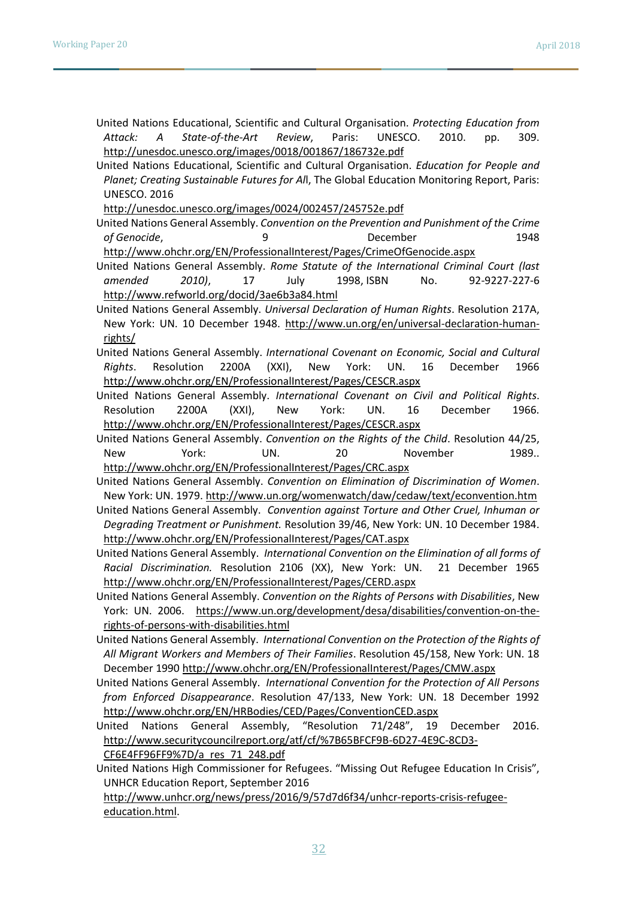United Nations Educational, Scientific and Cultural Organisation. *Protecting Education from Attack: A State-of-the-Art Review*, Paris: UNESCO. 2010. pp. 309. http://unesdoc.unesco.org/images/0018/001867/186732e.pdf

United Nations Educational, Scientific and Cultural Organisation. *Education for People and Planet; Creating Sustainable Futures for Al*l, The Global Education Monitoring Report, Paris: UNESCO. 2016 http://unesdoc.unesco.org/images/0024/002457/245752e.pdf

United Nations General Assembly. *Convention on the Prevention and Punishment of the Crime of Genocide*, 9 December 1948 http://www.ohchr.org/EN/ProfessionalInterest/Pages/CrimeOfGenocide.aspx

United Nations General Assembly. *Rome Statute of the International Criminal Court (last amended 2010)*, 17 July 1998, ISBN No. 92-9227-227-6 http://www.refworld.org/docid/3ae6b3a84.html

United Nations General Assembly. *Universal Declaration of Human Rights*. Resolution 217A, New York: UN. 10 December 1948. http://www.un.org/en/universal-declaration-human-rights/

United Nations General Assembly. *International Covenant on Economic, Social and Cultural Rights*. Resolution 2200A (XXI), New York: UN. 16 December 1966 http://www.ohchr.org/EN/ProfessionalInterest/Pages/CESCR.aspx

United Nations General Assembly. *International Covenant on Civil and Political Rights*. Resolution 2200A (XXI), New York: UN. 16 December 1966. http://www.ohchr.org/EN/ProfessionalInterest/Pages/CESCR.aspx

United Nations General Assembly. *Convention on the Rights of the Child*. Resolution 44/25, New York: UN. 20 November 1989.. http://www.ohchr.org/EN/ProfessionalInterest/Pages/CRC.aspx

United Nations General Assembly. *Convention on Elimination of Discrimination of Women*. New York: UN. 1979. http://www.un.org/womenwatch/daw/cedaw/text/econvention.htm

United Nations General Assembly. *Convention against Torture and Other Cruel, Inhuman or Degrading Treatment or Punishment.* Resolution 39/46, New York: UN. 10 December 1984. http://www.ohchr.org/EN/ProfessionalInterest/Pages/CAT.aspx

United Nations General Assembly. *International Convention on the Elimination of all forms of Racial Discrimination.* Resolution 2106 (XX), New York: UN. 21 December 1965 http://www.ohchr.org/EN/ProfessionalInterest/Pages/CERD.aspx

United Nations General Assembly. *Convention on the Rights of Persons with Disabilities*, New York: UN. 2006. https://www.un.org/development/desa/disabilities/convention-on-the-rights-of-persons-with-disabilities.html

United Nations General Assembly. *International Convention on the Protection of the Rights of All Migrant Workers and Members of Their Families*. Resolution 45/158, New York: UN. 18 December 1990 http://www.ohchr.org/EN/ProfessionalInterest/Pages/CMW.aspx

United Nations General Assembly. *International Convention for the Protection of All Persons from Enforced Disappearance*. Resolution 47/133, New York: UN. 18 December 1992 http://www.ohchr.org/EN/HRBodies/CED/Pages/ConventionCED.aspx

United Nations General Assembly, "Resolution 71/248", 19 December 2016. http://www.securitycouncilreport.org/atf/cf/%7B65BFCF9B-6D27-4E9C-8CD3-CF6E4FF96FF9%7D/a_res_71_248.pdf

United Nations High Commissioner for Refugees. "Missing Out Refugee Education In Crisis", UNHCR Education Report, September 2016 http://www.unhcr.org/news/press/2016/9/57d7d6f34/unhcr-reports-crisis-refugee-education.html.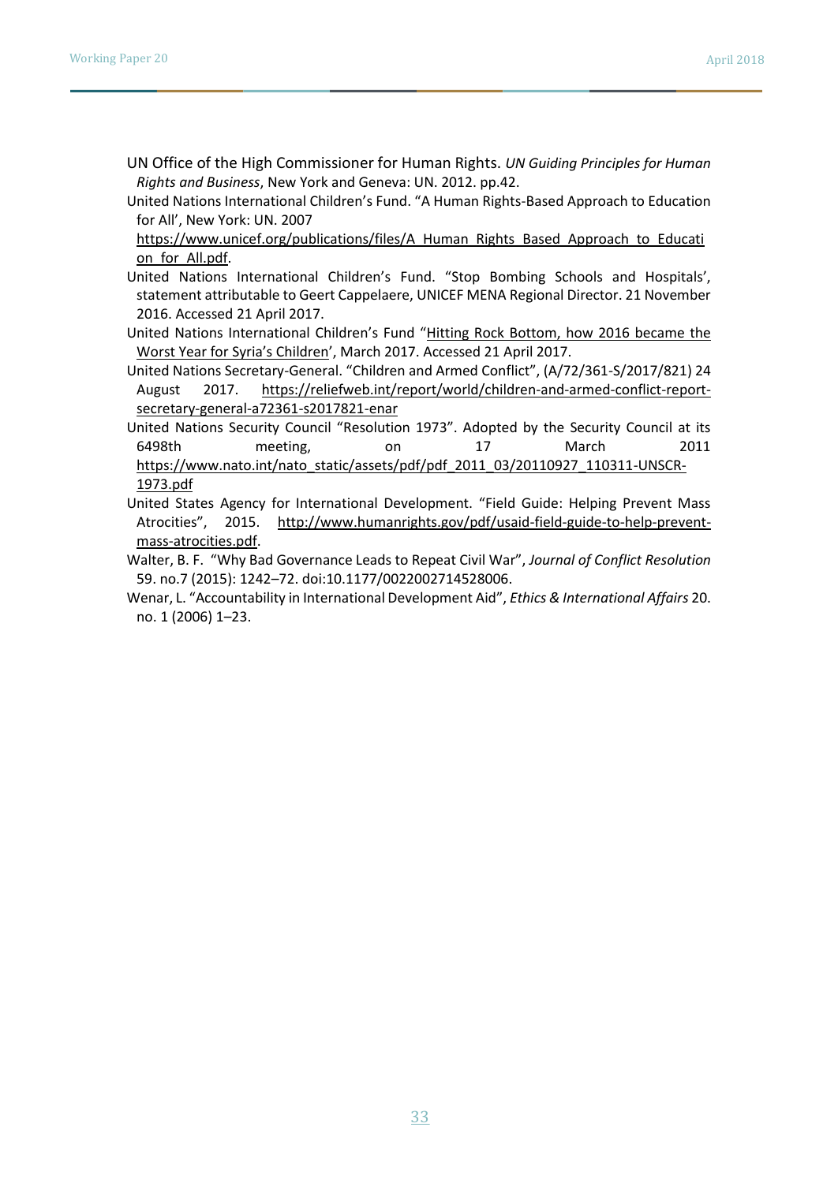UN Office of the High Commissioner for Human Rights. *UN Guiding Principles for Human Rights and Business*, New York and Geneva: UN. 2012. pp.42.

United Nations International Children's Fund. "A Human Rights-Based Approach to Education for All', New York: UN. 2007 https://www.unicef.org/publications/files/A_Human_Rights_Based_Approach_to_Education_for_All.pdf.

United Nations International Children's Fund. "Stop Bombing Schools and Hospitals', statement attributable to Geert Cappelaere, UNICEF MENA Regional Director. 21 November 2016. Accessed 21 April 2017.

United Nations International Children's Fund "Hitting Rock Bottom, how 2016 became the Worst Year for Syria's Children', March 2017. Accessed 21 April 2017.

United Nations Secretary-General. "Children and Armed Conflict", (A/72/361-S/2017/821) 24 August 2017. https://reliefweb.int/report/world/children-and-armed-conflict-report-secretary-general-a72361-s2017821-enar

United Nations Security Council "Resolution 1973". Adopted by the Security Council at its 6498th meeting, on 17 March 2011 https://www.nato.int/nato_static/assets/pdf/pdf_2011_03/20110927_110311-UNSCR-1973.pdf

United States Agency for International Development. "Field Guide: Helping Prevent Mass Atrocities", 2015. http://www.humanrights.gov/pdf/usaid-field-guide-to-help-prevent-mass-atrocities.pdf.

Walter, B. F. "Why Bad Governance Leads to Repeat Civil War", *Journal of Conflict Resolution* 59. no.7 (2015): 1242–72. doi:10.1177/0022002714528006.

Wenar, L. "Accountability in International Development Aid", *Ethics & International Affairs* 20. no. 1 (2006) 1–23.